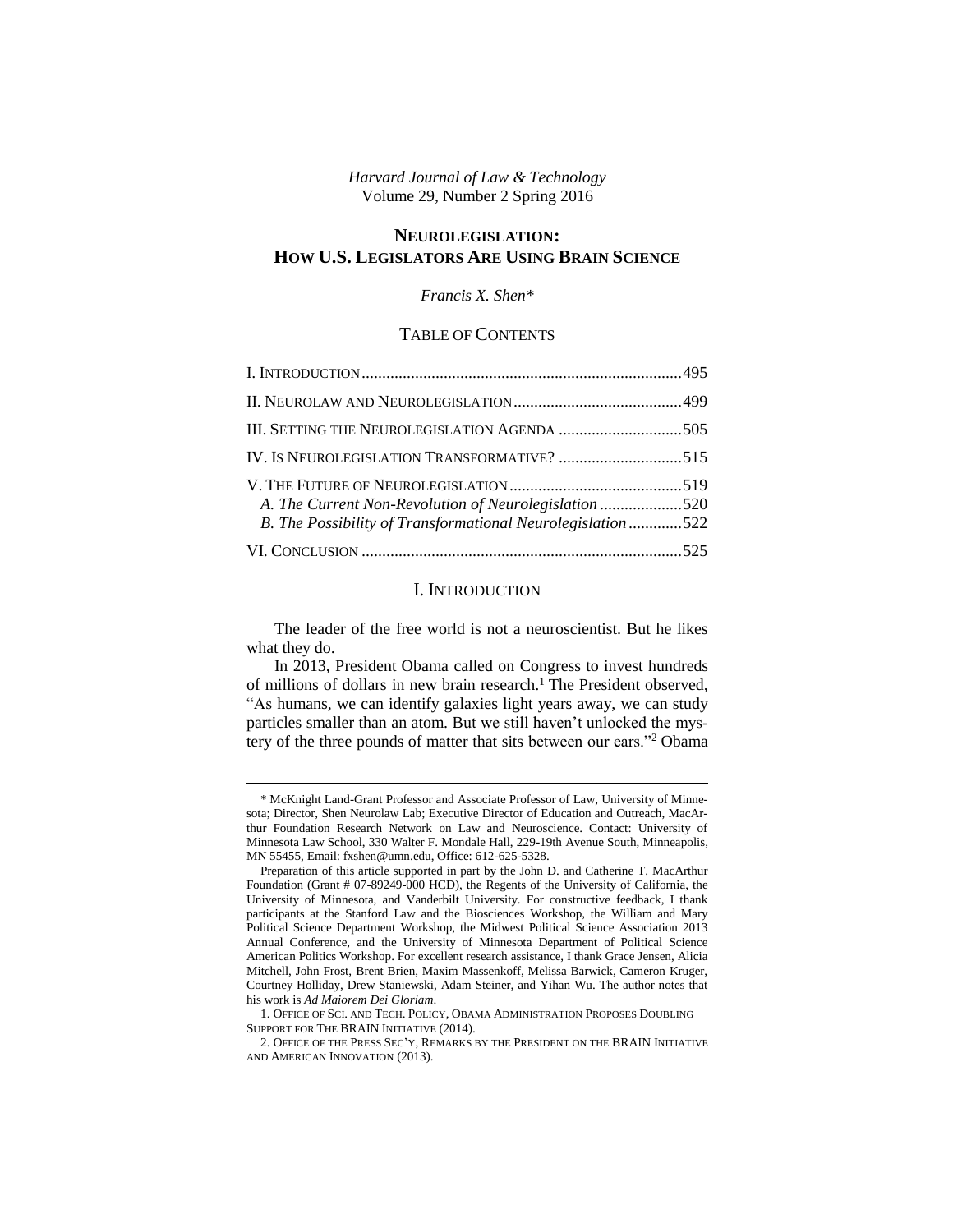*Harvard Journal of Law & Technology*
Volume 29, Number 2 Spring 2016

# NEUROLEGISLATION: HOW U.S. LEGISLATORS ARE USING BRAIN SCIENCE

*Francis X. Shen\**

## TABLE OF CONTENTS

I. INTRODUCTION ............................................................................495
II. NEUROLAW AND NEUROLEGISLATION .........................................499
III. SETTING THE NEUROLEGISLATION AGENDA ..............................505
IV. IS NEUROLEGISLATION TRANSFORMATIVE? ..............................515
V. THE FUTURE OF NEUROLEGISLATION ..........................................519
*A. The Current Non-Revolution of Neurolegislation* ....................520
*B. The Possibility of Transformational Neurolegislation* .............522
VI. CONCLUSION ..............................................................................525

## I. INTRODUCTION

The leader of the free world is not a neuroscientist. But he likes what they do.

In 2013, President Obama called on Congress to invest hundreds of millions of dollars in new brain research.[1] The President observed, "As humans, we can identify galaxies light years away, we can study particles smaller than an atom. But we still haven't unlocked the mystery of the three pounds of matter that sits between our ears."[2] Obama

---

\* McKnight Land-Grant Professor and Associate Professor of Law, University of Minnesota; Director, Shen Neurolaw Lab; Executive Director of Education and Outreach, MacArthur Foundation Research Network on Law and Neuroscience. Contact: University of Minnesota Law School, 330 Walter F. Mondale Hall, 229-19th Avenue South, Minneapolis, MN 55455, Email: fxshen@umn.edu, Office: 612-625-5328.

Preparation of this article supported in part by the John D. and Catherine T. MacArthur Foundation (Grant # 07-89249-000 HCD), the Regents of the University of California, the University of Minnesota, and Vanderbilt University. For constructive feedback, I thank participants at the Stanford Law and the Biosciences Workshop, the William and Mary Political Science Department Workshop, the Midwest Political Science Association 2013 Annual Conference, and the University of Minnesota Department of Political Science American Politics Workshop. For excellent research assistance, I thank Grace Jensen, Alicia Mitchell, John Frost, Brent Brien, Maxim Massenkoff, Melissa Barwick, Cameron Kruger, Courtney Holliday, Drew Staniewski, Adam Steiner, and Yihan Wu. The author notes that his work is *Ad Maiorem Dei Gloriam*.

1. OFFICE OF SCI. AND TECH. POLICY, OBAMA ADMINISTRATION PROPOSES DOUBLING SUPPORT FOR THE BRAIN INITIATIVE (2014).

2. OFFICE OF THE PRESS SEC'Y, REMARKS BY THE PRESIDENT ON THE BRAIN INITIATIVE AND AMERICAN INNOVATION (2013).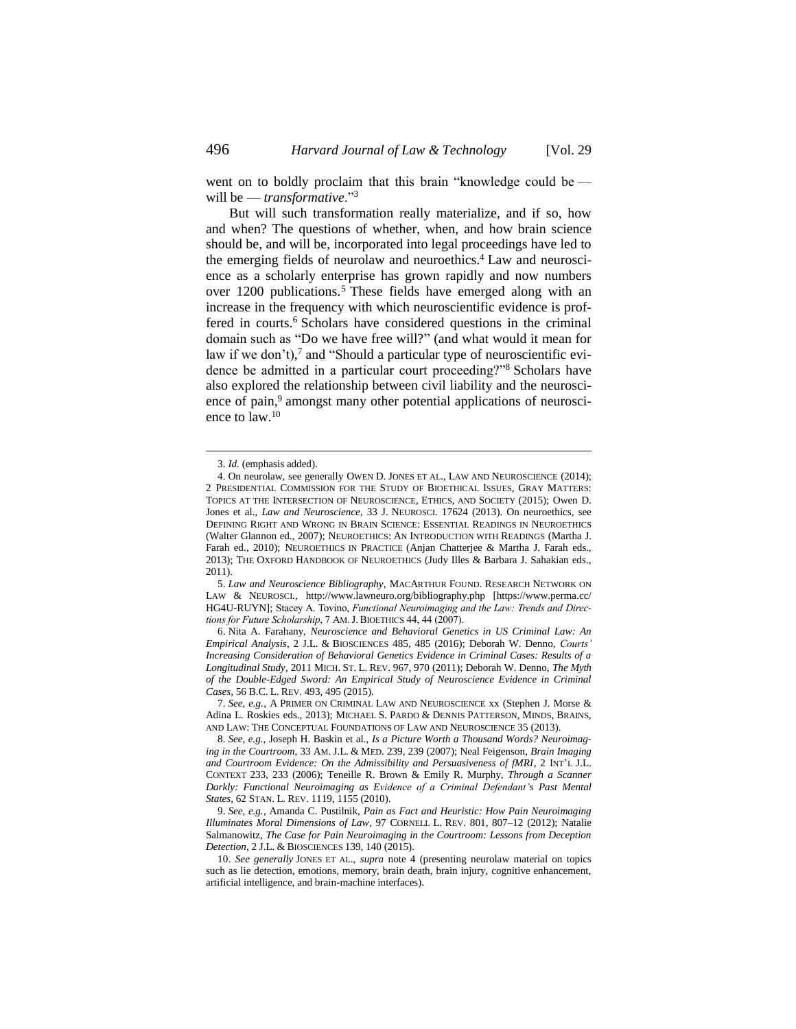went on to boldly proclaim that this brain "knowledge could be — will be — *transformative*."[3]

But will such transformation really materialize, and if so, how and when? The questions of whether, when, and how brain science should be, and will be, incorporated into legal proceedings have led to the emerging fields of neurolaw and neuroethics.[4] Law and neuroscience as a scholarly enterprise has grown rapidly and now numbers over 1200 publications.[5] These fields have emerged along with an increase in the frequency with which neuroscientific evidence is proffered in courts.[6] Scholars have considered questions in the criminal domain such as "Do we have free will?" (and what would it mean for law if we don't),[7] and "Should a particular type of neuroscientific evidence be admitted in a particular court proceeding?"[8] Scholars have also explored the relationship between civil liability and the neuroscience of pain,[9] amongst many other potential applications of neuroscience to law.[10]

---

3. *Id.* (emphasis added).

4. On neurolaw, see generally OWEN D. JONES ET AL., LAW AND NEUROSCIENCE (2014); 2 PRESIDENTIAL COMMISSION FOR THE STUDY OF BIOETHICAL ISSUES, GRAY MATTERS: TOPICS AT THE INTERSECTION OF NEUROSCIENCE, ETHICS, AND SOCIETY (2015); Owen D. Jones et al., *Law and Neuroscience*, 33 J. NEUROSCI. 17624 (2013). On neuroethics, see DEFINING RIGHT AND WRONG IN BRAIN SCIENCE: ESSENTIAL READINGS IN NEUROETHICS (Walter Glannon ed., 2007); NEUROETHICS: AN INTRODUCTION WITH READINGS (Martha J. Farah ed., 2010); NEUROETHICS IN PRACTICE (Anjan Chatterjee & Martha J. Farah eds., 2013); THE OXFORD HANDBOOK OF NEUROETHICS (Judy Illes & Barbara J. Sahakian eds., 2011).

5. *Law and Neuroscience Bibliography*, MACARTHUR FOUND. RESEARCH NETWORK ON LAW & NEUROSCI., http://www.lawneuro.org/bibliography.php [https://www.perma.cc/HG4U-RUYN]; Stacey A. Tovino, *Functional Neuroimaging and the Law: Trends and Directions for Future Scholarship*, 7 AM. J. BIOETHICS 44, 44 (2007).

6. Nita A. Farahany, *Neuroscience and Behavioral Genetics in US Criminal Law: An Empirical Analysis*, 2 J.L. & BIOSCIENCES 485, 485 (2016); Deborah W. Denno, *Courts' Increasing Consideration of Behavioral Genetics Evidence in Criminal Cases: Results of a Longitudinal Study*, 2011 MICH. ST. L. REV. 967, 970 (2011); Deborah W. Denno, *The Myth of the Double-Edged Sword: An Empirical Study of Neuroscience Evidence in Criminal Cases*, 56 B.C. L. REV. 493, 495 (2015).

7. *See, e.g.*, A PRIMER ON CRIMINAL LAW AND NEUROSCIENCE xx (Stephen J. Morse & Adina L. Roskies eds., 2013); MICHAEL S. PARDO & DENNIS PATTERSON, MINDS, BRAINS, AND LAW: THE CONCEPTUAL FOUNDATIONS OF LAW AND NEUROSCIENCE 35 (2013).

8. *See, e.g.*, Joseph H. Baskin et al., *Is a Picture Worth a Thousand Words? Neuroimaging in the Courtroom*, 33 AM. J.L. & MED. 239, 239 (2007); Neal Feigenson, *Brain Imaging and Courtroom Evidence: On the Admissibility and Persuasiveness of fMRI*, 2 INT'L J.L. CONTEXT 233, 233 (2006); Teneille R. Brown & Emily R. Murphy, *Through a Scanner Darkly: Functional Neuroimaging as Evidence of a Criminal Defendant's Past Mental States*, 62 STAN. L. REV. 1119, 1155 (2010).

9. *See, e.g.*, Amanda C. Pustilnik, *Pain as Fact and Heuristic: How Pain Neuroimaging Illuminates Moral Dimensions of Law*, 97 CORNELL L. REV. 801, 807–12 (2012); Natalie Salmanowitz, *The Case for Pain Neuroimaging in the Courtroom: Lessons from Deception Detection*, 2 J.L. & BIOSCIENCES 139, 140 (2015).

10. *See generally* JONES ET AL., *supra* note 4 (presenting neurolaw material on topics such as lie detection, emotions, memory, brain death, brain injury, cognitive enhancement, artificial intelligence, and brain-machine interfaces).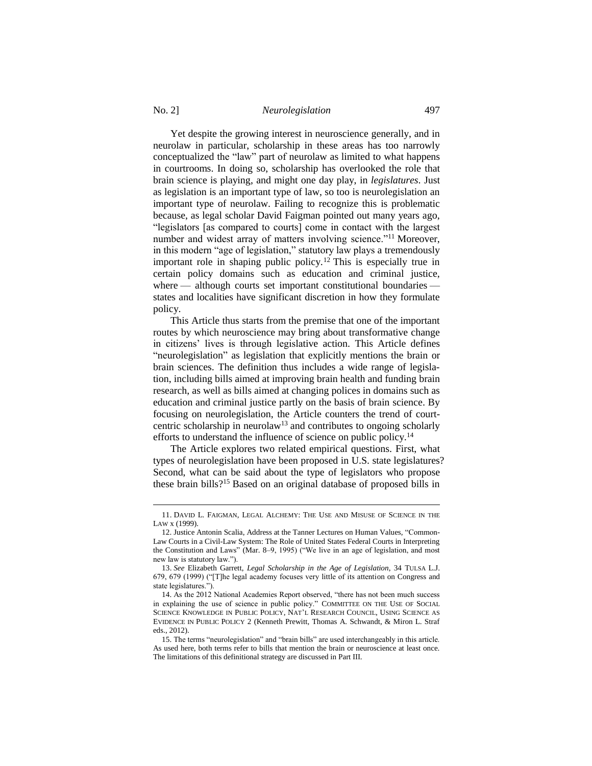Yet despite the growing interest in neuroscience generally, and in neurolaw in particular, scholarship in these areas has too narrowly conceptualized the "law" part of neurolaw as limited to what happens in courtrooms. In doing so, scholarship has overlooked the role that brain science is playing, and might one day play, in *legislatures*. Just as legislation is an important type of law, so too is neurolegislation an important type of neurolaw. Failing to recognize this is problematic because, as legal scholar David Faigman pointed out many years ago, "legislators [as compared to courts] come in contact with the largest number and widest array of matters involving science."[11] Moreover, in this modern "age of legislation," statutory law plays a tremendously important role in shaping public policy.[12] This is especially true in certain policy domains such as education and criminal justice, where — although courts set important constitutional boundaries — states and localities have significant discretion in how they formulate policy.

This Article thus starts from the premise that one of the important routes by which neuroscience may bring about transformative change in citizens' lives is through legislative action. This Article defines "neurolegislation" as legislation that explicitly mentions the brain or brain sciences. The definition thus includes a wide range of legislation, including bills aimed at improving brain health and funding brain research, as well as bills aimed at changing polices in domains such as education and criminal justice partly on the basis of brain science. By focusing on neurolegislation, the Article counters the trend of court-centric scholarship in neurolaw[13] and contributes to ongoing scholarly efforts to understand the influence of science on public policy.[14]

The Article explores two related empirical questions. First, what types of neurolegislation have been proposed in U.S. state legislatures? Second, what can be said about the type of legislators who propose these brain bills?[15] Based on an original database of proposed bills in

---

11. DAVID L. FAIGMAN, LEGAL ALCHEMY: THE USE AND MISUSE OF SCIENCE IN THE LAW x (1999).

12. Justice Antonin Scalia, Address at the Tanner Lectures on Human Values, "Common-Law Courts in a Civil-Law System: The Role of United States Federal Courts in Interpreting the Constitution and Laws" (Mar. 8–9, 1995) ("We live in an age of legislation, and most new law is statutory law.").

13. *See* Elizabeth Garrett, *Legal Scholarship in the Age of Legislation*, 34 TULSA L.J. 679, 679 (1999) ("[T]he legal academy focuses very little of its attention on Congress and state legislatures.").

14. As the 2012 National Academies Report observed, "there has not been much success in explaining the use of science in public policy." COMMITTEE ON THE USE OF SOCIAL SCIENCE KNOWLEDGE IN PUBLIC POLICY, NAT'L RESEARCH COUNCIL, USING SCIENCE AS EVIDENCE IN PUBLIC POLICY 2 (Kenneth Prewitt, Thomas A. Schwandt, & Miron L. Straf eds., 2012).

15. The terms "neurolegislation" and "brain bills" are used interchangeably in this article. As used here, both terms refer to bills that mention the brain or neuroscience at least once. The limitations of this definitional strategy are discussed in Part III.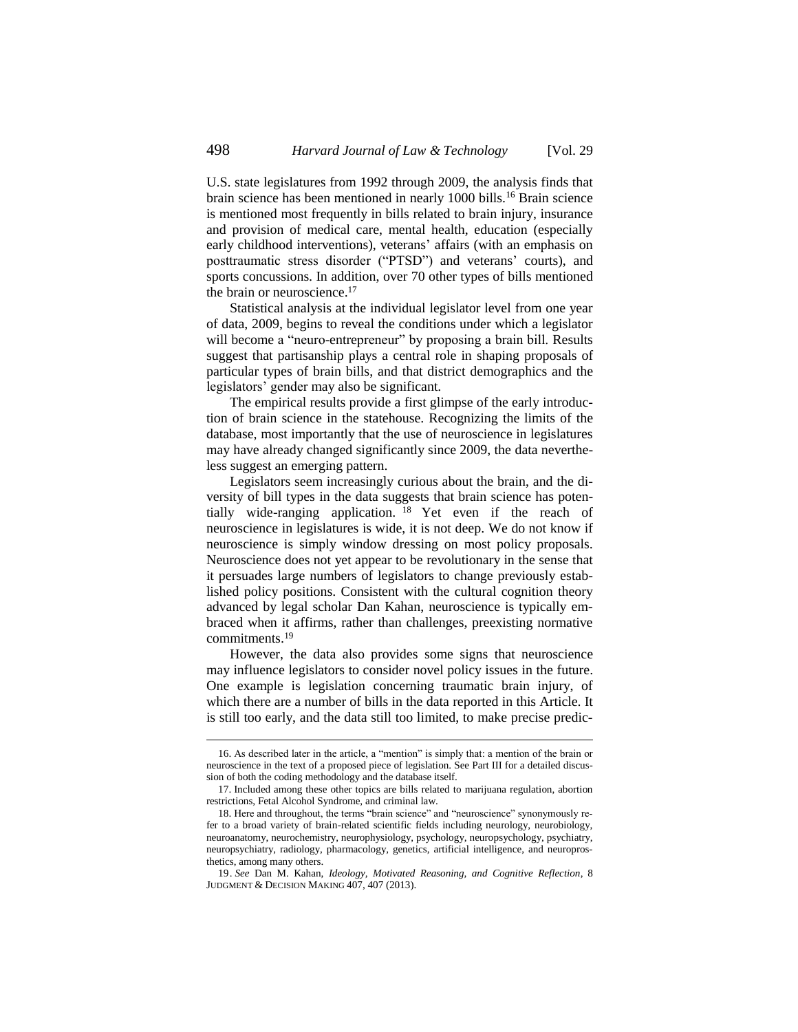U.S. state legislatures from 1992 through 2009, the analysis finds that brain science has been mentioned in nearly 1000 bills.[16] Brain science is mentioned most frequently in bills related to brain injury, insurance and provision of medical care, mental health, education (especially early childhood interventions), veterans' affairs (with an emphasis on posttraumatic stress disorder ("PTSD") and veterans' courts), and sports concussions. In addition, over 70 other types of bills mentioned the brain or neuroscience.[17]

Statistical analysis at the individual legislator level from one year of data, 2009, begins to reveal the conditions under which a legislator will become a "neuro-entrepreneur" by proposing a brain bill. Results suggest that partisanship plays a central role in shaping proposals of particular types of brain bills, and that district demographics and the legislators' gender may also be significant.

The empirical results provide a first glimpse of the early introduction of brain science in the statehouse. Recognizing the limits of the database, most importantly that the use of neuroscience in legislatures may have already changed significantly since 2009, the data nevertheless suggest an emerging pattern.

Legislators seem increasingly curious about the brain, and the diversity of bill types in the data suggests that brain science has potentially wide-ranging application.[18] Yet even if the reach of neuroscience in legislatures is wide, it is not deep. We do not know if neuroscience is simply window dressing on most policy proposals. Neuroscience does not yet appear to be revolutionary in the sense that it persuades large numbers of legislators to change previously established policy positions. Consistent with the cultural cognition theory advanced by legal scholar Dan Kahan, neuroscience is typically embraced when it affirms, rather than challenges, preexisting normative commitments.[19]

However, the data also provides some signs that neuroscience may influence legislators to consider novel policy issues in the future. One example is legislation concerning traumatic brain injury, of which there are a number of bills in the data reported in this Article. It is still too early, and the data still too limited, to make precise predic-

---

16. As described later in the article, a "mention" is simply that: a mention of the brain or neuroscience in the text of a proposed piece of legislation. See Part III for a detailed discussion of both the coding methodology and the database itself.

17. Included among these other topics are bills related to marijuana regulation, abortion restrictions, Fetal Alcohol Syndrome, and criminal law.

18. Here and throughout, the terms "brain science" and "neuroscience" synonymously refer to a broad variety of brain-related scientific fields including neurology, neurobiology, neuroanatomy, neurochemistry, neurophysiology, psychology, neuropsychology, psychiatry, neuropsychiatry, radiology, pharmacology, genetics, artificial intelligence, and neuroprosthetics, among many others.

19. *See* Dan M. Kahan, *Ideology, Motivated Reasoning, and Cognitive Reflection*, 8 JUDGMENT & DECISION MAKING 407, 407 (2013).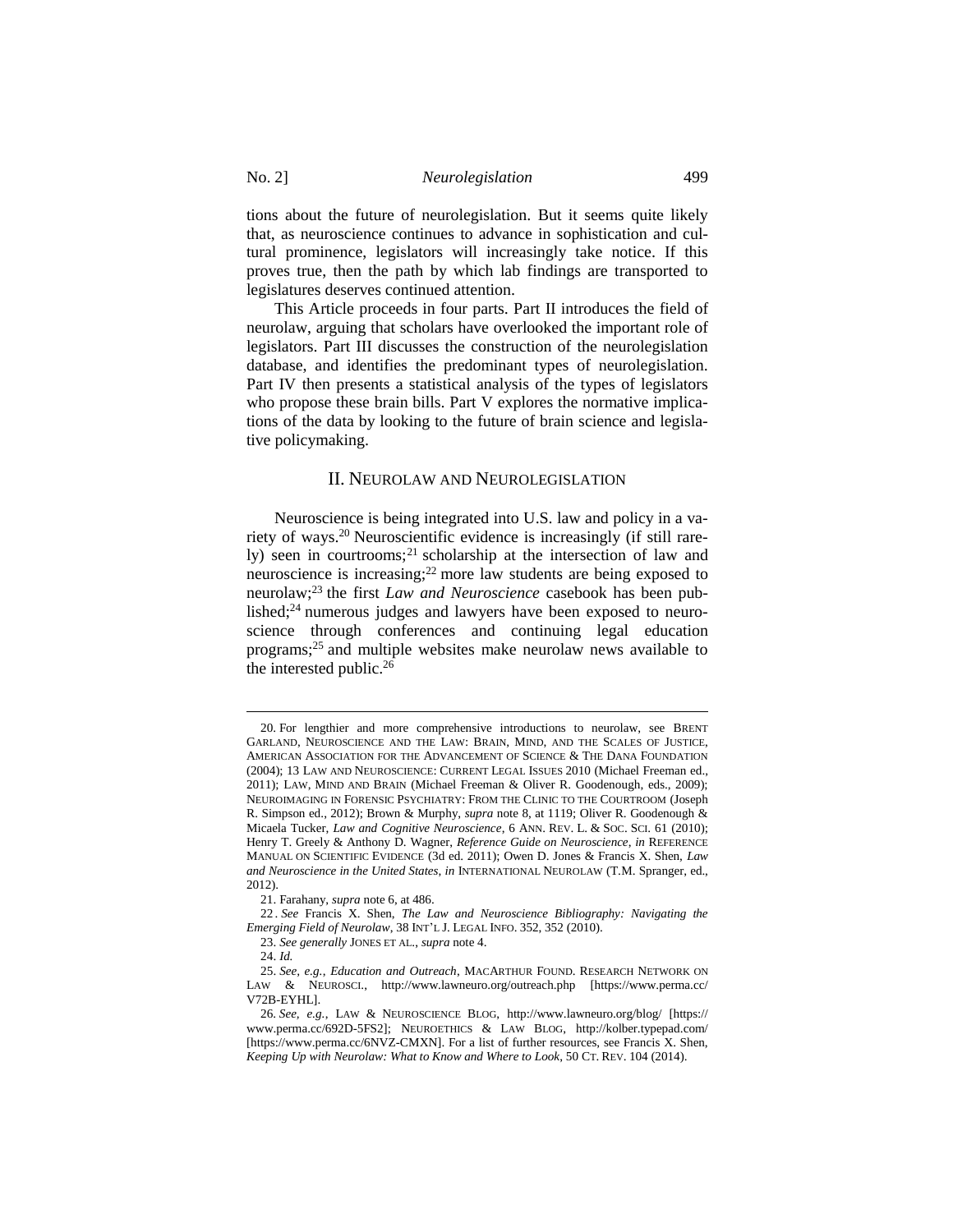tions about the future of neurolegislation. But it seems quite likely that, as neuroscience continues to advance in sophistication and cultural prominence, legislators will increasingly take notice. If this proves true, then the path by which lab findings are transported to legislatures deserves continued attention.

This Article proceeds in four parts. Part II introduces the field of neurolaw, arguing that scholars have overlooked the important role of legislators. Part III discusses the construction of the neurolegislation database, and identifies the predominant types of neurolegislation. Part IV then presents a statistical analysis of the types of legislators who propose these brain bills. Part V explores the normative implications of the data by looking to the future of brain science and legislative policymaking.

## II. NEUROLAW AND NEUROLEGISLATION

Neuroscience is being integrated into U.S. law and policy in a variety of ways.[20] Neuroscientific evidence is increasingly (if still rarely) seen in courtrooms;[21] scholarship at the intersection of law and neuroscience is increasing;[22] more law students are being exposed to neurolaw;[23] the first *Law and Neuroscience* casebook has been published;[24] numerous judges and lawyers have been exposed to neuroscience through conferences and continuing legal education programs;[25] and multiple websites make neurolaw news available to the interested public.[26]

---

20. For lengthier and more comprehensive introductions to neurolaw, see BRENT GARLAND, NEUROSCIENCE AND THE LAW: BRAIN, MIND, AND THE SCALES OF JUSTICE, AMERICAN ASSOCIATION FOR THE ADVANCEMENT OF SCIENCE & THE DANA FOUNDATION (2004); 13 LAW AND NEUROSCIENCE: CURRENT LEGAL ISSUES 2010 (Michael Freeman ed., 2011); LAW, MIND AND BRAIN (Michael Freeman & Oliver R. Goodenough, eds., 2009); NEUROIMAGING IN FORENSIC PSYCHIATRY: FROM THE CLINIC TO THE COURTROOM (Joseph R. Simpson ed., 2012); Brown & Murphy, *supra* note 8, at 1119; Oliver R. Goodenough & Micaela Tucker, *Law and Cognitive Neuroscience*, 6 ANN. REV. L. & SOC. SCI. 61 (2010); Henry T. Greely & Anthony D. Wagner, *Reference Guide on Neuroscience*, *in* REFERENCE MANUAL ON SCIENTIFIC EVIDENCE (3d ed. 2011); Owen D. Jones & Francis X. Shen, *Law and Neuroscience in the United States*, *in* INTERNATIONAL NEUROLAW (T.M. Spranger, ed., 2012).

21. Farahany, *supra* note 6, at 486.

22. *See* Francis X. Shen, *The Law and Neuroscience Bibliography: Navigating the Emerging Field of Neurolaw*, 38 INT'L J. LEGAL INFO. 352, 352 (2010).

23. *See generally* JONES ET AL., *supra* note 4.

24. *Id.*

25. *See, e.g.*, *Education and Outreach*, MACARTHUR FOUND. RESEARCH NETWORK ON LAW & NEUROSCI., http://www.lawneuro.org/outreach.php [https://www.perma.cc/V72B-EYHL].

26. *See, e.g.*, LAW & NEUROSCIENCE BLOG, http://www.lawneuro.org/blog/ [https://www.perma.cc/692D-5FS2]; NEUROETHICS & LAW BLOG, http://kolber.typepad.com/ [https://www.perma.cc/6NVZ-CMXN]. For a list of further resources, see Francis X. Shen, *Keeping Up with Neurolaw: What to Know and Where to Look*, 50 CT. REV. 104 (2014).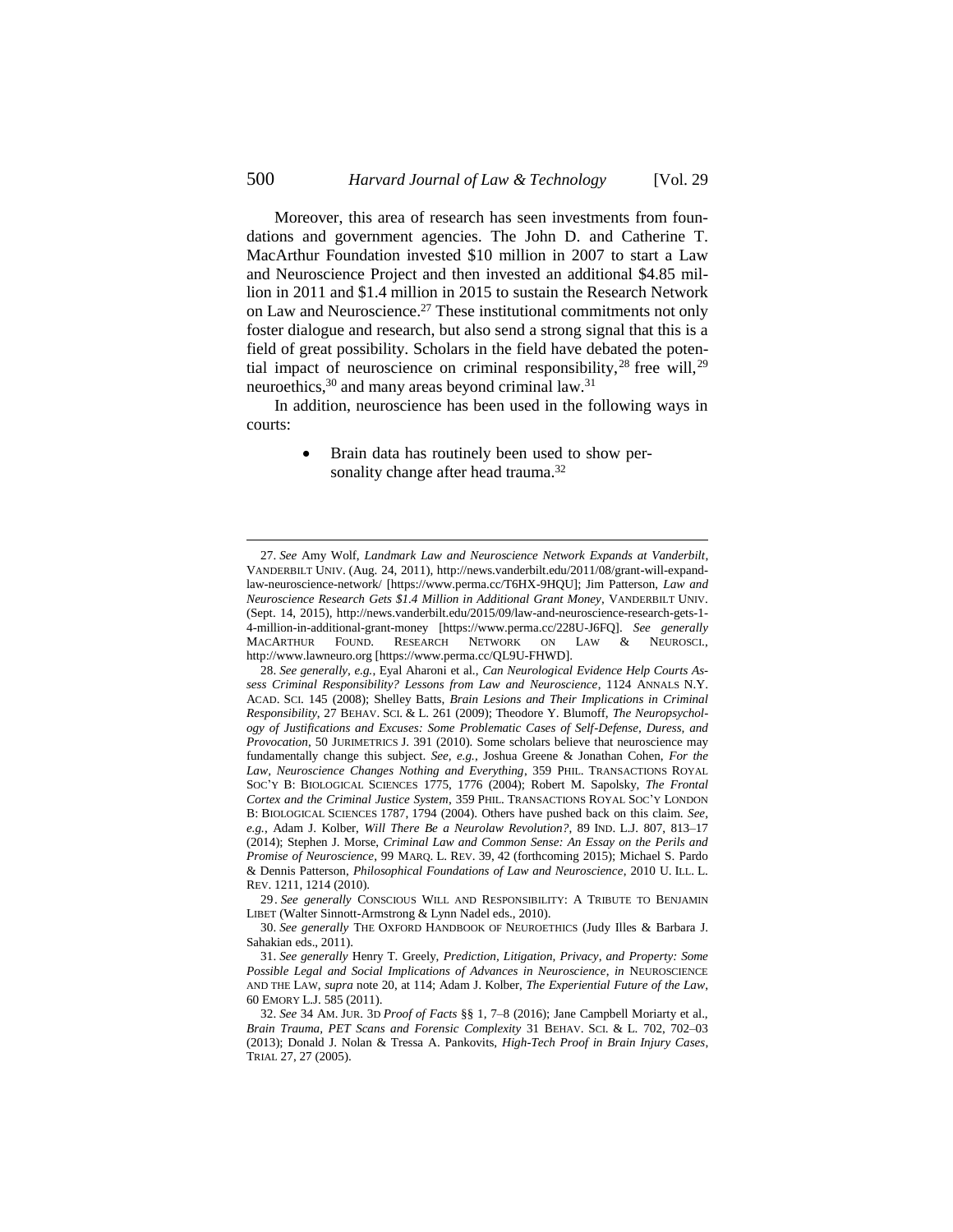Moreover, this area of research has seen investments from foundations and government agencies. The John D. and Catherine T. MacArthur Foundation invested \$10 million in 2007 to start a Law and Neuroscience Project and then invested an additional \$4.85 million in 2011 and \$1.4 million in 2015 to sustain the Research Network on Law and Neuroscience.[27] These institutional commitments not only foster dialogue and research, but also send a strong signal that this is a field of great possibility. Scholars in the field have debated the potential impact of neuroscience on criminal responsibility,[28] free will,[29] neuroethics,[30] and many areas beyond criminal law.[31]

In addition, neuroscience has been used in the following ways in courts:

- Brain data has routinely been used to show personality change after head trauma.[32]

---

27. *See* Amy Wolf, *Landmark Law and Neuroscience Network Expands at Vanderbilt*, VANDERBILT UNIV. (Aug. 24, 2011), http://news.vanderbilt.edu/2011/08/grant-will-expand-law-neuroscience-network/ [https://www.perma.cc/T6HX-9HQU]; Jim Patterson, *Law and Neuroscience Research Gets \$1.4 Million in Additional Grant Money*, VANDERBILT UNIV. (Sept. 14, 2015), http://news.vanderbilt.edu/2015/09/law-and-neuroscience-research-gets-1-4-million-in-additional-grant-money [https://www.perma.cc/228U-J6FQ]. *See generally* MACARTHUR FOUND. RESEARCH NETWORK ON LAW & NEUROSCI., http://www.lawneuro.org [https://www.perma.cc/QL9U-FHWD].

28. *See generally, e.g.*, Eyal Aharoni et al., *Can Neurological Evidence Help Courts Assess Criminal Responsibility? Lessons from Law and Neuroscience*, 1124 ANNALS N.Y. ACAD. SCI. 145 (2008); Shelley Batts, *Brain Lesions and Their Implications in Criminal Responsibility*, 27 BEHAV. SCI. & L. 261 (2009); Theodore Y. Blumoff, *The Neuropsychology of Justifications and Excuses: Some Problematic Cases of Self-Defense, Duress, and Provocation*, 50 JURIMETRICS J. 391 (2010). Some scholars believe that neuroscience may fundamentally change this subject. *See, e.g.*, Joshua Greene & Jonathan Cohen, *For the Law, Neuroscience Changes Nothing and Everything*, 359 PHIL. TRANSACTIONS ROYAL SOC'Y B: BIOLOGICAL SCIENCES 1775, 1776 (2004); Robert M. Sapolsky, *The Frontal Cortex and the Criminal Justice System*, 359 PHIL. TRANSACTIONS ROYAL SOC'Y LONDON B: BIOLOGICAL SCIENCES 1787, 1794 (2004). Others have pushed back on this claim. *See, e.g.*, Adam J. Kolber, *Will There Be a Neurolaw Revolution?*, 89 IND. L.J. 807, 813–17 (2014); Stephen J. Morse, *Criminal Law and Common Sense: An Essay on the Perils and Promise of Neuroscience*, 99 MARQ. L. REV. 39, 42 (forthcoming 2015); Michael S. Pardo & Dennis Patterson, *Philosophical Foundations of Law and Neuroscience*, 2010 U. ILL. L. REV. 1211, 1214 (2010).

29. *See generally* CONSCIOUS WILL AND RESPONSIBILITY: A TRIBUTE TO BENJAMIN LIBET (Walter Sinnott-Armstrong & Lynn Nadel eds., 2010).

30. *See generally* THE OXFORD HANDBOOK OF NEUROETHICS (Judy Illes & Barbara J. Sahakian eds., 2011).

31. *See generally* Henry T. Greely, *Prediction, Litigation, Privacy, and Property: Some Possible Legal and Social Implications of Advances in Neuroscience*, *in* NEUROSCIENCE AND THE LAW, *supra* note 20, at 114; Adam J. Kolber, *The Experiential Future of the Law*, 60 EMORY L.J. 585 (2011).

32. *See* 34 AM. JUR. 3D *Proof of Facts* §§ 1, 7–8 (2016); Jane Campbell Moriarty et al., *Brain Trauma, PET Scans and Forensic Complexity* 31 BEHAV. SCI. & L. 702, 702–03 (2013); Donald J. Nolan & Tressa A. Pankovits, *High-Tech Proof in Brain Injury Cases*, TRIAL 27, 27 (2005).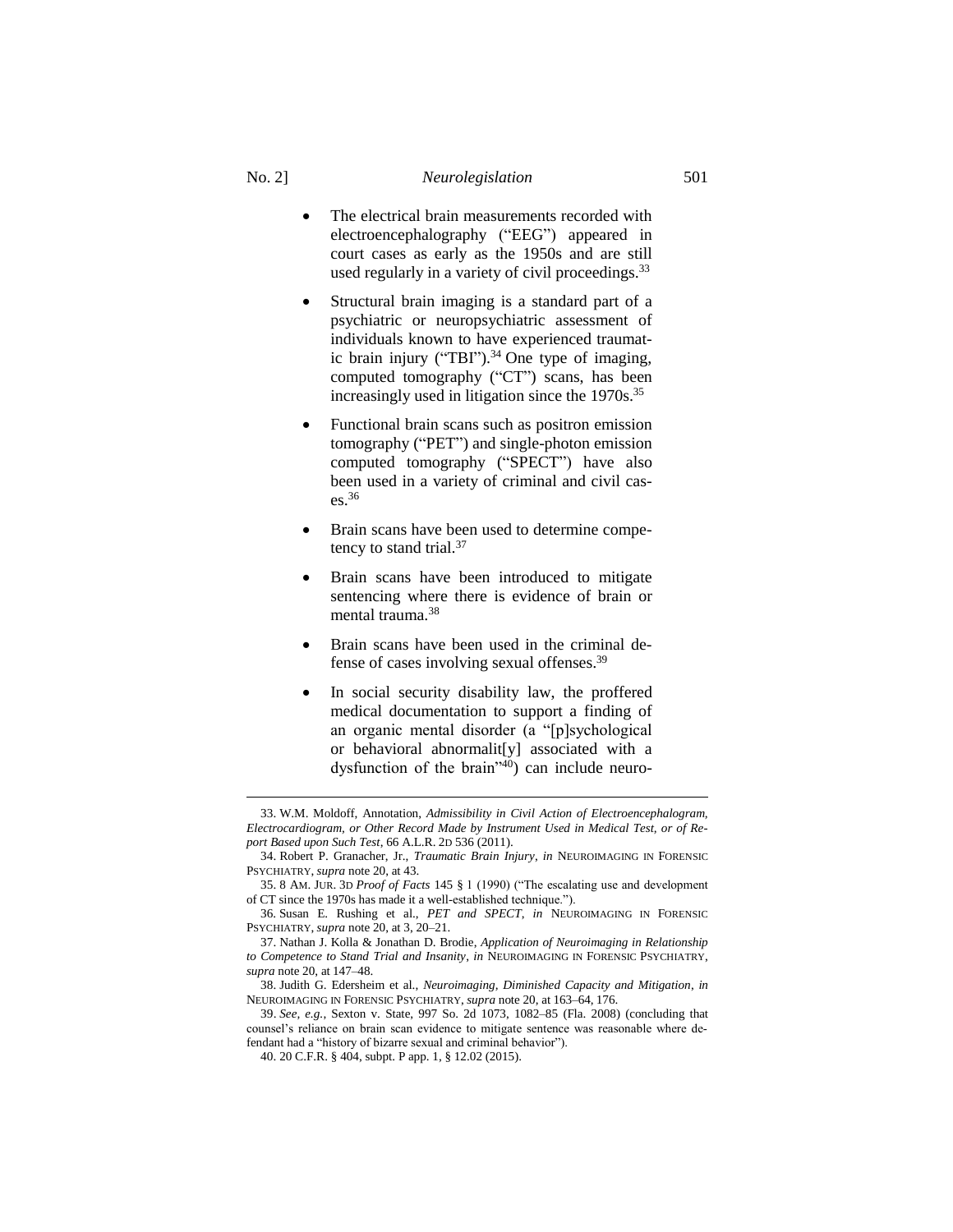- The electrical brain measurements recorded with electroencephalography ("EEG") appeared in court cases as early as the 1950s and are still used regularly in a variety of civil proceedings.[33]

- Structural brain imaging is a standard part of a psychiatric or neuropsychiatric assessment of individuals known to have experienced traumatic brain injury ("TBI").[34] One type of imaging, computed tomography ("CT") scans, has been increasingly used in litigation since the 1970s.[35]

- Functional brain scans such as positron emission tomography ("PET") and single-photon emission computed tomography ("SPECT") have also been used in a variety of criminal and civil cases.[36]

- Brain scans have been used to determine competency to stand trial.[37]

- Brain scans have been introduced to mitigate sentencing where there is evidence of brain or mental trauma.[38]

- Brain scans have been used in the criminal defense of cases involving sexual offenses.[39]

- In social security disability law, the proffered medical documentation to support a finding of an organic mental disorder (a "[p]sychological or behavioral abnormalit[y] associated with a dysfunction of the brain"[40]) can include neuro-

---

33. W.M. Moldoff, Annotation, *Admissibility in Civil Action of Electroencephalogram, Electrocardiogram, or Other Record Made by Instrument Used in Medical Test, or of Report Based upon Such Test*, 66 A.L.R. 2D 536 (2011).

34. Robert P. Granacher, Jr., *Traumatic Brain Injury*, *in* NEUROIMAGING IN FORENSIC PSYCHIATRY, *supra* note 20, at 43.

35. 8 AM. JUR. 3D *Proof of Facts* 145 § 1 (1990) ("The escalating use and development of CT since the 1970s has made it a well-established technique.").

36. Susan E. Rushing et al., *PET and SPECT*, *in* NEUROIMAGING IN FORENSIC PSYCHIATRY, *supra* note 20, at 3, 20–21.

37. Nathan J. Kolla & Jonathan D. Brodie, *Application of Neuroimaging in Relationship to Competence to Stand Trial and Insanity*, *in* NEUROIMAGING IN FORENSIC PSYCHIATRY, *supra* note 20, at 147–48.

38. Judith G. Edersheim et al., *Neuroimaging, Diminished Capacity and Mitigation*, *in* NEUROIMAGING IN FORENSIC PSYCHIATRY, *supra* note 20, at 163–64, 176.

39. *See, e.g.*, Sexton v. State, 997 So. 2d 1073, 1082–85 (Fla. 2008) (concluding that counsel's reliance on brain scan evidence to mitigate sentence was reasonable where defendant had a "history of bizarre sexual and criminal behavior").

40. 20 C.F.R. § 404, subpt. P app. 1, § 12.02 (2015).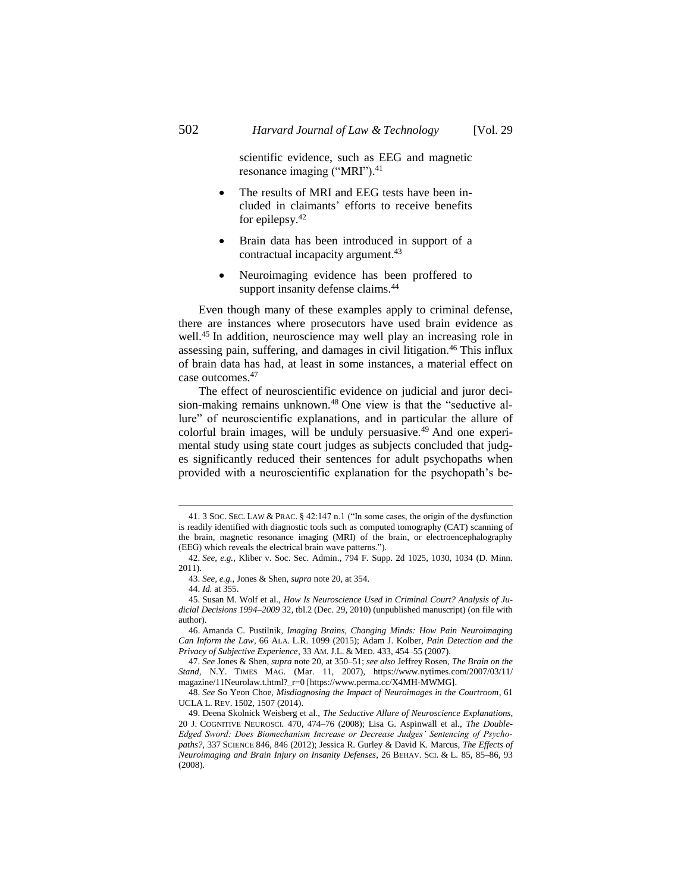scientific evidence, such as EEG and magnetic resonance imaging ("MRI").[41]

- The results of MRI and EEG tests have been included in claimants' efforts to receive benefits for epilepsy.[42]
- Brain data has been introduced in support of a contractual incapacity argument.[43]
- Neuroimaging evidence has been proffered to support insanity defense claims.[44]

Even though many of these examples apply to criminal defense, there are instances where prosecutors have used brain evidence as well.[45] In addition, neuroscience may well play an increasing role in assessing pain, suffering, and damages in civil litigation.[46] This influx of brain data has had, at least in some instances, a material effect on case outcomes.[47]

The effect of neuroscientific evidence on judicial and juror decision-making remains unknown.[48] One view is that the "seductive allure" of neuroscientific explanations, and in particular the allure of colorful brain images, will be unduly persuasive.[49] And one experimental study using state court judges as subjects concluded that judges significantly reduced their sentences for adult psychopaths when provided with a neuroscientific explanation for the psychopath's be-

---

41. 3 SOC. SEC. LAW & PRAC. § 42:147 n.1 ("In some cases, the origin of the dysfunction is readily identified with diagnostic tools such as computed tomography (CAT) scanning of the brain, magnetic resonance imaging (MRI) of the brain, or electroencephalography (EEG) which reveals the electrical brain wave patterns.").

42. *See, e.g.*, Kliber v. Soc. Sec. Admin., 794 F. Supp. 2d 1025, 1030, 1034 (D. Minn. 2011).

43. *See, e.g.*, Jones & Shen, *supra* note 20, at 354.

44. *Id.* at 355.

45. Susan M. Wolf et al., *How Is Neuroscience Used in Criminal Court? Analysis of Judicial Decisions 1994–2009* 32, tbl.2 (Dec. 29, 2010) (unpublished manuscript) (on file with author).

46. Amanda C. Pustilnik, *Imaging Brains, Changing Minds: How Pain Neuroimaging Can Inform the Law*, 66 ALA. L.R. 1099 (2015); Adam J. Kolber, *Pain Detection and the Privacy of Subjective Experience*, 33 AM. J.L. & MED. 433, 454–55 (2007).

47. *See* Jones & Shen, *supra* note 20, at 350–51; *see also* Jeffrey Rosen, *The Brain on the Stand*, N.Y. TIMES MAG. (Mar. 11, 2007), https://www.nytimes.com/2007/03/11/magazine/11Neurolaw.t.html?_r=0 [https://www.perma.cc/X4MH-MWMG].

48. *See* So Yeon Choe, *Misdiagnosing the Impact of Neuroimages in the Courtroom*, 61 UCLA L. REV. 1502, 1507 (2014).

49. Deena Skolnick Weisberg et al., *The Seductive Allure of Neuroscience Explanations*, 20 J. COGNITIVE NEUROSCI. 470, 474–76 (2008); Lisa G. Aspinwall et al., *The Double-Edged Sword: Does Biomechanism Increase or Decrease Judges' Sentencing of Psychopaths?*, 337 SCIENCE 846, 846 (2012); Jessica R. Gurley & David K. Marcus, *The Effects of Neuroimaging and Brain Injury on Insanity Defenses*, 26 BEHAV. SCI. & L. 85, 85–86, 93 (2008).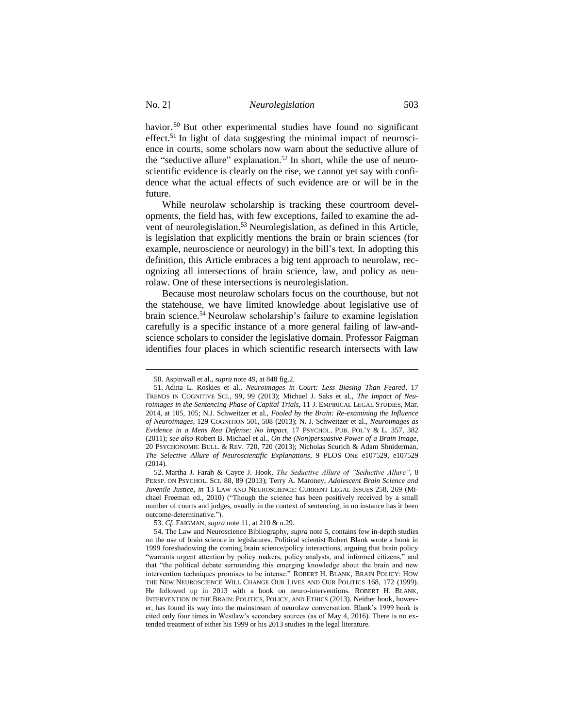havior.[50] But other experimental studies have found no significant effect.[51] In light of data suggesting the minimal impact of neuroscience in courts, some scholars now warn about the seductive allure of the "seductive allure" explanation.[52] In short, while the use of neuroscientific evidence is clearly on the rise, we cannot yet say with confidence what the actual effects of such evidence are or will be in the future.

While neurolaw scholarship is tracking these courtroom developments, the field has, with few exceptions, failed to examine the advent of neurolegislation.[53] Neurolegislation, as defined in this Article, is legislation that explicitly mentions the brain or brain sciences (for example, neuroscience or neurology) in the bill's text. In adopting this definition, this Article embraces a big tent approach to neurolaw, recognizing all intersections of brain science, law, and policy as neurolaw. One of these intersections is neurolegislation.

Because most neurolaw scholars focus on the courthouse, but not the statehouse, we have limited knowledge about legislative use of brain science.[54] Neurolaw scholarship's failure to examine legislation carefully is a specific instance of a more general failing of law-and-science scholars to consider the legislative domain. Professor Faigman identifies four places in which scientific research intersects with law

---

50. Aspinwall et al., *supra* note 49, at 848 fig.2.

51. Adina L. Roskies et al., *Neuroimages in Court: Less Biasing Than Feared*, 17 TRENDS IN COGNITIVE SCI., 99, 99 (2013); Michael J. Saks et al., *The Impact of Neuroimages in the Sentencing Phase of Capital Trials*, 11 J. EMPIRICAL LEGAL STUDIES, Mar. 2014, at 105, 105; N.J. Schweitzer et al., *Fooled by the Brain: Re-examining the Influence of Neuroimages*, 129 COGNITION 501, 508 (2013); N. J. Schweitzer et al., *Neuroimages as Evidence in a Mens Rea Defense: No Impact*, 17 PSYCHOL. PUB. POL'Y & L. 357, 382 (2011); *see also* Robert B. Michael et al., *On the (Non)persuasive Power of a Brain Image*, 20 PSYCHONOMIC BULL. & REV. 720, 720 (2013); Nicholas Scurich & Adam Shniderman, *The Selective Allure of Neuroscientific Explanations*, 9 PLOS ONE e107529, e107529 (2014).

52. Martha J. Farah & Cayce J. Hook, *The Seductive Allure of "Seductive Allure"*, 8 PERSP. ON PSYCHOL. SCI. 88, 89 (2013); Terry A. Maroney, *Adolescent Brain Science and Juvenile Justice*, *in* 13 LAW AND NEUROSCIENCE: CURRENT LEGAL ISSUES 258, 269 (Michael Freeman ed., 2010) ("Though the science has been positively received by a small number of courts and judges, usually in the context of sentencing, in no instance has it been outcome-determinative.").

53. *Cf.* FAIGMAN, *supra* note 11, at 210 & n.29.

54. The Law and Neuroscience Bibliography, *supra* note 5, contains few in-depth studies on the use of brain science in legislatures. Political scientist Robert Blank wrote a book in 1999 foreshadowing the coming brain science/policy interactions, arguing that brain policy "warrants urgent attention by policy makers, policy analysts, and informed citizens," and that "the political debate surrounding this emerging knowledge about the brain and new intervention techniques promises to be intense." ROBERT H. BLANK, BRAIN POLICY: HOW THE NEW NEUROSCIENCE WILL CHANGE OUR LIVES AND OUR POLITICS 168, 172 (1999). He followed up in 2013 with a book on neuro-interventions. ROBERT H. BLANK, INTERVENTION IN THE BRAIN: POLITICS, POLICY, AND ETHICS (2013). Neither book, however, has found its way into the mainstream of neurolaw conversation. Blank's 1999 book is cited only four times in Westlaw's secondary sources (as of May 4, 2016). There is no extended treatment of either his 1999 or his 2013 studies in the legal literature.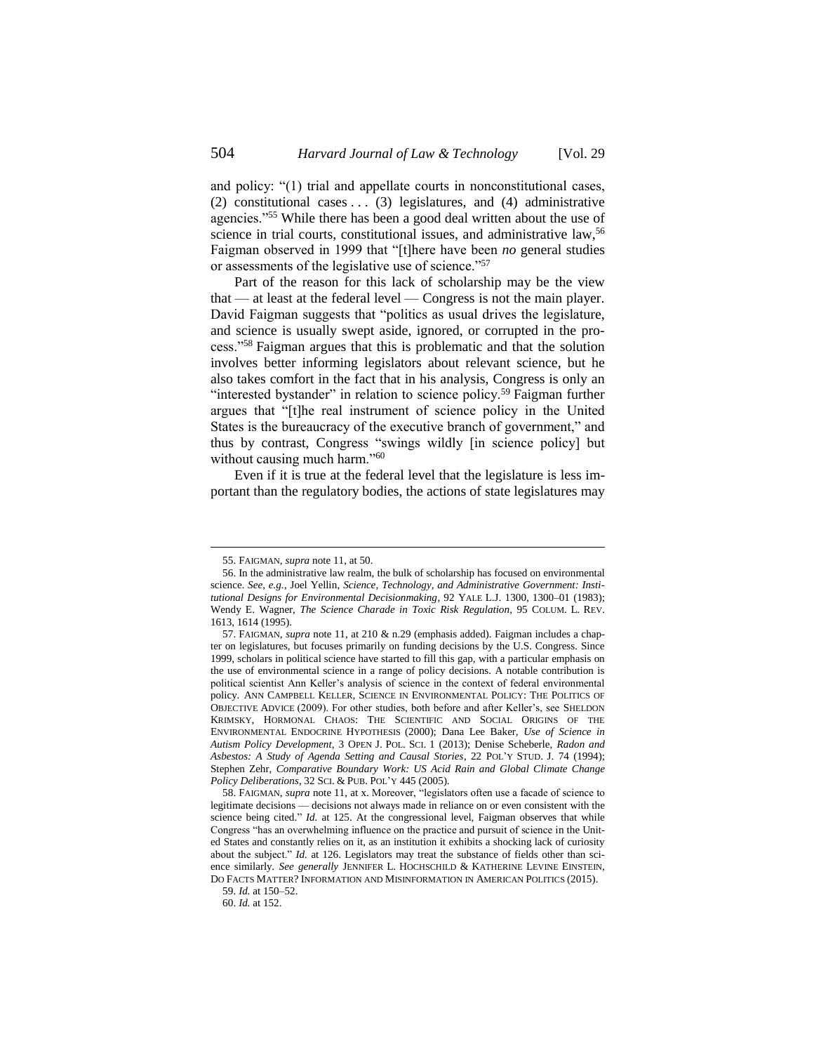and policy: "(1) trial and appellate courts in nonconstitutional cases, (2) constitutional cases . . . (3) legislatures, and (4) administrative agencies."[55] While there has been a good deal written about the use of science in trial courts, constitutional issues, and administrative law,[56] Faigman observed in 1999 that "[t]here have been *no* general studies or assessments of the legislative use of science."[57]

Part of the reason for this lack of scholarship may be the view that — at least at the federal level — Congress is not the main player. David Faigman suggests that "politics as usual drives the legislature, and science is usually swept aside, ignored, or corrupted in the process."[58] Faigman argues that this is problematic and that the solution involves better informing legislators about relevant science, but he also takes comfort in the fact that in his analysis, Congress is only an "interested bystander" in relation to science policy.[59] Faigman further argues that "[t]he real instrument of science policy in the United States is the bureaucracy of the executive branch of government," and thus by contrast, Congress "swings wildly [in science policy] but without causing much harm."[60]

Even if it is true at the federal level that the legislature is less important than the regulatory bodies, the actions of state legislatures may

---

55. FAIGMAN, *supra* note 11, at 50.

56. In the administrative law realm, the bulk of scholarship has focused on environmental science. *See, e.g.*, Joel Yellin, *Science, Technology, and Administrative Government: Institutional Designs for Environmental Decisionmaking*, 92 YALE L.J. 1300, 1300–01 (1983); Wendy E. Wagner, *The Science Charade in Toxic Risk Regulation*, 95 COLUM. L. REV. 1613, 1614 (1995).

57. FAIGMAN, *supra* note 11, at 210 & n.29 (emphasis added). Faigman includes a chapter on legislatures, but focuses primarily on funding decisions by the U.S. Congress. Since 1999, scholars in political science have started to fill this gap, with a particular emphasis on the use of environmental science in a range of policy decisions. A notable contribution is political scientist Ann Keller's analysis of science in the context of federal environmental policy. ANN CAMPBELL KELLER, SCIENCE IN ENVIRONMENTAL POLICY: THE POLITICS OF OBJECTIVE ADVICE (2009). For other studies, both before and after Keller's, see SHELDON KRIMSKY, HORMONAL CHAOS: THE SCIENTIFIC AND SOCIAL ORIGINS OF THE ENVIRONMENTAL ENDOCRINE HYPOTHESIS (2000); Dana Lee Baker, *Use of Science in Autism Policy Development*, 3 OPEN J. POL. SCI. 1 (2013); Denise Scheberle, *Radon and Asbestos: A Study of Agenda Setting and Causal Stories*, 22 POL'Y STUD. J. 74 (1994); Stephen Zehr, *Comparative Boundary Work: US Acid Rain and Global Climate Change Policy Deliberations*, 32 SCI. & PUB. POL'Y 445 (2005).

58. FAIGMAN, *supra* note 11, at x. Moreover, "legislators often use a facade of science to legitimate decisions — decisions not always made in reliance on or even consistent with the science being cited." *Id.* at 125. At the congressional level, Faigman observes that while Congress "has an overwhelming influence on the practice and pursuit of science in the United States and constantly relies on it, as an institution it exhibits a shocking lack of curiosity about the subject." *Id.* at 126. Legislators may treat the substance of fields other than science similarly. *See generally* JENNIFER L. HOCHSCHILD & KATHERINE LEVINE EINSTEIN, DO FACTS MATTER? INFORMATION AND MISINFORMATION IN AMERICAN POLITICS (2015).

59. *Id.* at 150–52.

60. *Id.* at 152.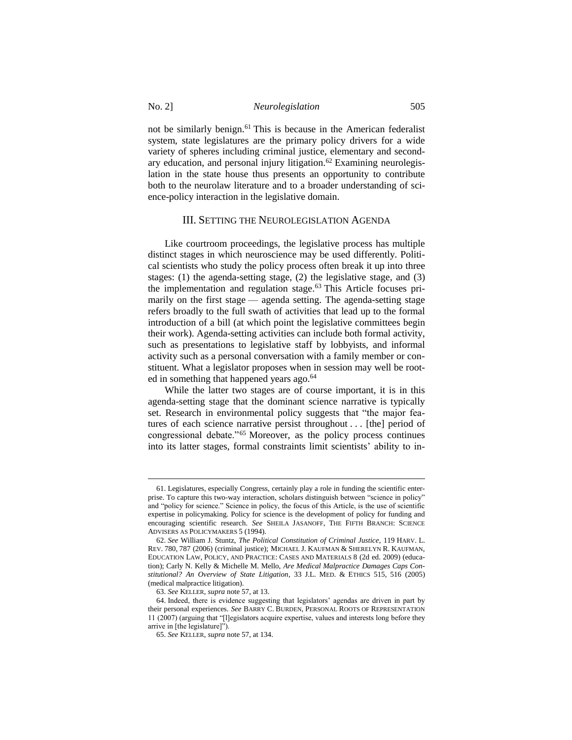not be similarly benign.[61] This is because in the American federalist system, state legislatures are the primary policy drivers for a wide variety of spheres including criminal justice, elementary and secondary education, and personal injury litigation.[62] Examining neurolegislation in the state house thus presents an opportunity to contribute both to the neurolaw literature and to a broader understanding of science-policy interaction in the legislative domain.

## III. Setting the Neurolegislation Agenda

Like courtroom proceedings, the legislative process has multiple distinct stages in which neuroscience may be used differently. Political scientists who study the policy process often break it up into three stages: (1) the agenda-setting stage, (2) the legislative stage, and (3) the implementation and regulation stage.[63] This Article focuses primarily on the first stage — agenda setting. The agenda-setting stage refers broadly to the full swath of activities that lead up to the formal introduction of a bill (at which point the legislative committees begin their work). Agenda-setting activities can include both formal activity, such as presentations to legislative staff by lobbyists, and informal activity such as a personal conversation with a family member or constituent. What a legislator proposes when in session may well be rooted in something that happened years ago.[64]

While the latter two stages are of course important, it is in this agenda-setting stage that the dominant science narrative is typically set. Research in environmental policy suggests that "the major features of each science narrative persist throughout . . . [the] period of congressional debate."[65] Moreover, as the policy process continues into its latter stages, formal constraints limit scientists' ability to in-

---

61. Legislatures, especially Congress, certainly play a role in funding the scientific enterprise. To capture this two-way interaction, scholars distinguish between "science in policy" and "policy for science." Science in policy, the focus of this Article, is the use of scientific expertise in policymaking. Policy for science is the development of policy for funding and encouraging scientific research. *See* Sheila Jasanoff, The Fifth Branch: Science Advisers as Policymakers 5 (1994).

62. *See* William J. Stuntz, *The Political Constitution of Criminal Justice*, 119 Harv. L. Rev. 780, 787 (2006) (criminal justice); Michael J. Kaufman & Sherelyn R. Kaufman, Education Law, Policy, and Practice: Cases and Materials 8 (2d ed. 2009) (education); Carly N. Kelly & Michelle M. Mello, *Are Medical Malpractice Damages Caps Constitutional? An Overview of State Litigation*, 33 J.L. Med. & Ethics 515, 516 (2005) (medical malpractice litigation).

63. *See* Keller, *supra* note 57, at 13.

64. Indeed, there is evidence suggesting that legislators' agendas are driven in part by their personal experiences. *See* Barry C. Burden, Personal Roots of Representation 11 (2007) (arguing that "[l]egislators acquire expertise, values and interests long before they arrive in [the legislature]").

65. *See* Keller, *supra* note 57, at 134.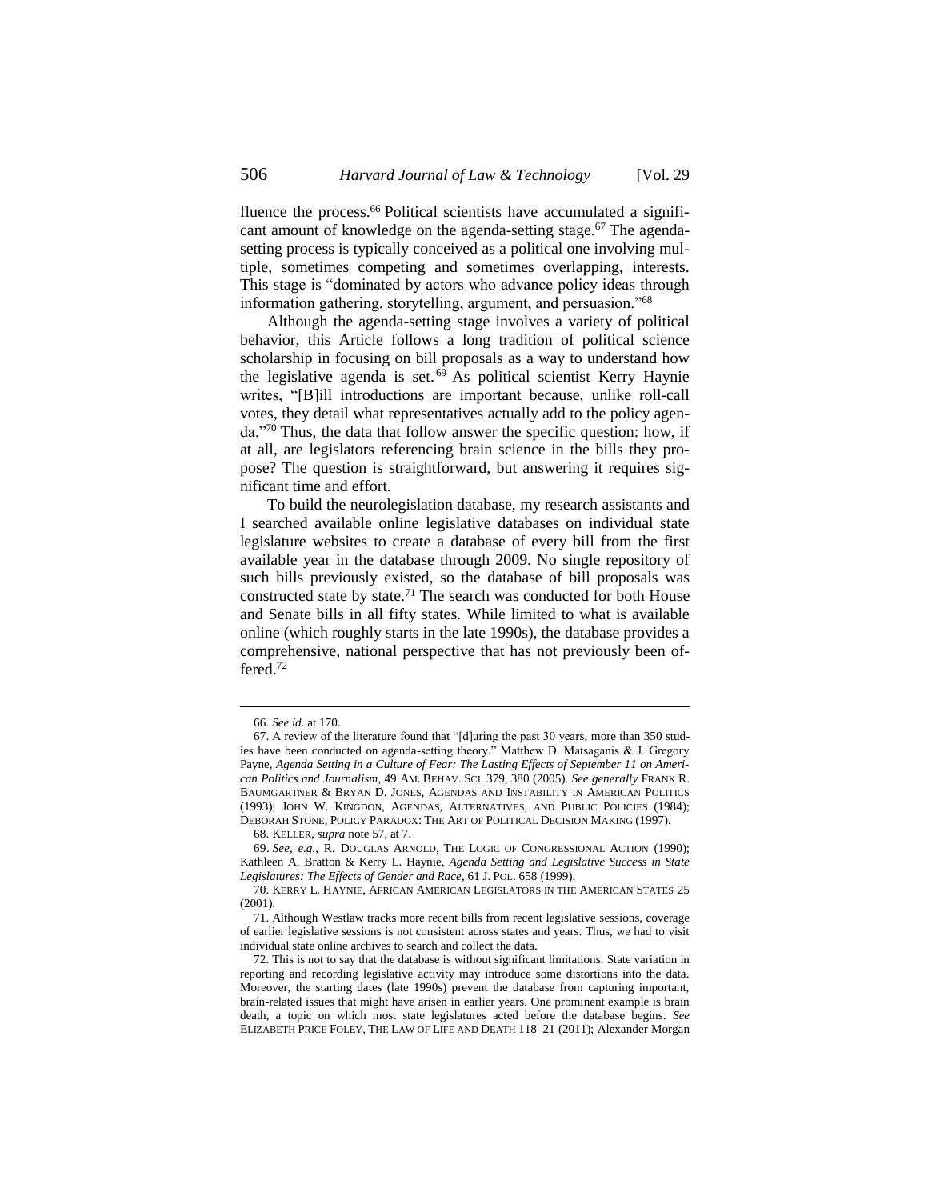fluence the process.[66] Political scientists have accumulated a significant amount of knowledge on the agenda-setting stage.[67] The agenda-setting process is typically conceived as a political one involving multiple, sometimes competing and sometimes overlapping, interests. This stage is "dominated by actors who advance policy ideas through information gathering, storytelling, argument, and persuasion."[68]

Although the agenda-setting stage involves a variety of political behavior, this Article follows a long tradition of political science scholarship in focusing on bill proposals as a way to understand how the legislative agenda is set.[69] As political scientist Kerry Haynie writes, "[B]ill introductions are important because, unlike roll-call votes, they detail what representatives actually add to the policy agenda."[70] Thus, the data that follow answer the specific question: how, if at all, are legislators referencing brain science in the bills they propose? The question is straightforward, but answering it requires significant time and effort.

To build the neurolegislation database, my research assistants and I searched available online legislative databases on individual state legislature websites to create a database of every bill from the first available year in the database through 2009. No single repository of such bills previously existed, so the database of bill proposals was constructed state by state.[71] The search was conducted for both House and Senate bills in all fifty states. While limited to what is available online (which roughly starts in the late 1990s), the database provides a comprehensive, national perspective that has not previously been offered.[72]

---

66. *See id.* at 170.

67. A review of the literature found that "[d]uring the past 30 years, more than 350 studies have been conducted on agenda-setting theory." Matthew D. Matsaganis & J. Gregory Payne, *Agenda Setting in a Culture of Fear: The Lasting Effects of September 11 on American Politics and Journalism*, 49 AM. BEHAV. SCI. 379, 380 (2005). *See generally* FRANK R. BAUMGARTNER & BRYAN D. JONES, AGENDAS AND INSTABILITY IN AMERICAN POLITICS (1993); JOHN W. KINGDON, AGENDAS, ALTERNATIVES, AND PUBLIC POLICIES (1984); DEBORAH STONE, POLICY PARADOX: THE ART OF POLITICAL DECISION MAKING (1997).

68. KELLER, *supra* note 57, at 7.

69. *See, e.g.*, R. DOUGLAS ARNOLD, THE LOGIC OF CONGRESSIONAL ACTION (1990); Kathleen A. Bratton & Kerry L. Haynie, *Agenda Setting and Legislative Success in State Legislatures: The Effects of Gender and Race*, 61 J. POL. 658 (1999).

70. KERRY L. HAYNIE, AFRICAN AMERICAN LEGISLATORS IN THE AMERICAN STATES 25 (2001).

71. Although Westlaw tracks more recent bills from recent legislative sessions, coverage of earlier legislative sessions is not consistent across states and years. Thus, we had to visit individual state online archives to search and collect the data.

72. This is not to say that the database is without significant limitations. State variation in reporting and recording legislative activity may introduce some distortions into the data. Moreover, the starting dates (late 1990s) prevent the database from capturing important, brain-related issues that might have arisen in earlier years. One prominent example is brain death, a topic on which most state legislatures acted before the database begins. *See* ELIZABETH PRICE FOLEY, THE LAW OF LIFE AND DEATH 118–21 (2011); Alexander Morgan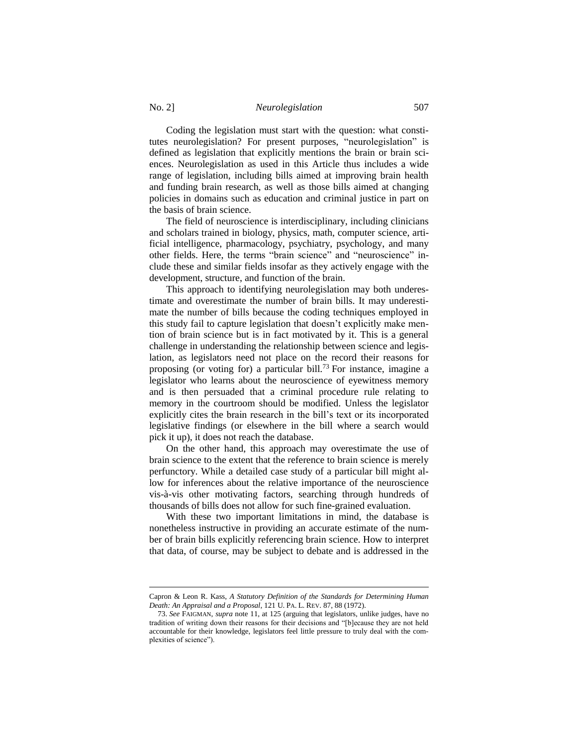Coding the legislation must start with the question: what constitutes neurolegislation? For present purposes, "neurolegislation" is defined as legislation that explicitly mentions the brain or brain sciences. Neurolegislation as used in this Article thus includes a wide range of legislation, including bills aimed at improving brain health and funding brain research, as well as those bills aimed at changing policies in domains such as education and criminal justice in part on the basis of brain science.

The field of neuroscience is interdisciplinary, including clinicians and scholars trained in biology, physics, math, computer science, artificial intelligence, pharmacology, psychiatry, psychology, and many other fields. Here, the terms "brain science" and "neuroscience" include these and similar fields insofar as they actively engage with the development, structure, and function of the brain.

This approach to identifying neurolegislation may both underestimate and overestimate the number of brain bills. It may underestimate the number of bills because the coding techniques employed in this study fail to capture legislation that doesn't explicitly make mention of brain science but is in fact motivated by it. This is a general challenge in understanding the relationship between science and legislation, as legislators need not place on the record their reasons for proposing (or voting for) a particular bill.[73] For instance, imagine a legislator who learns about the neuroscience of eyewitness memory and is then persuaded that a criminal procedure rule relating to memory in the courtroom should be modified. Unless the legislator explicitly cites the brain research in the bill's text or its incorporated legislative findings (or elsewhere in the bill where a search would pick it up), it does not reach the database.

On the other hand, this approach may overestimate the use of brain science to the extent that the reference to brain science is merely perfunctory. While a detailed case study of a particular bill might allow for inferences about the relative importance of the neuroscience vis-à-vis other motivating factors, searching through hundreds of thousands of bills does not allow for such fine-grained evaluation.

With these two important limitations in mind, the database is nonetheless instructive in providing an accurate estimate of the number of brain bills explicitly referencing brain science. How to interpret that data, of course, may be subject to debate and is addressed in the

---

Capron & Leon R. Kass, *A Statutory Definition of the Standards for Determining Human Death: An Appraisal and a Proposal*, 121 U. PA. L. REV. 87, 88 (1972).

73. *See* FAIGMAN, *supra* note 11, at 125 (arguing that legislators, unlike judges, have no tradition of writing down their reasons for their decisions and "[b]ecause they are not held accountable for their knowledge, legislators feel little pressure to truly deal with the complexities of science").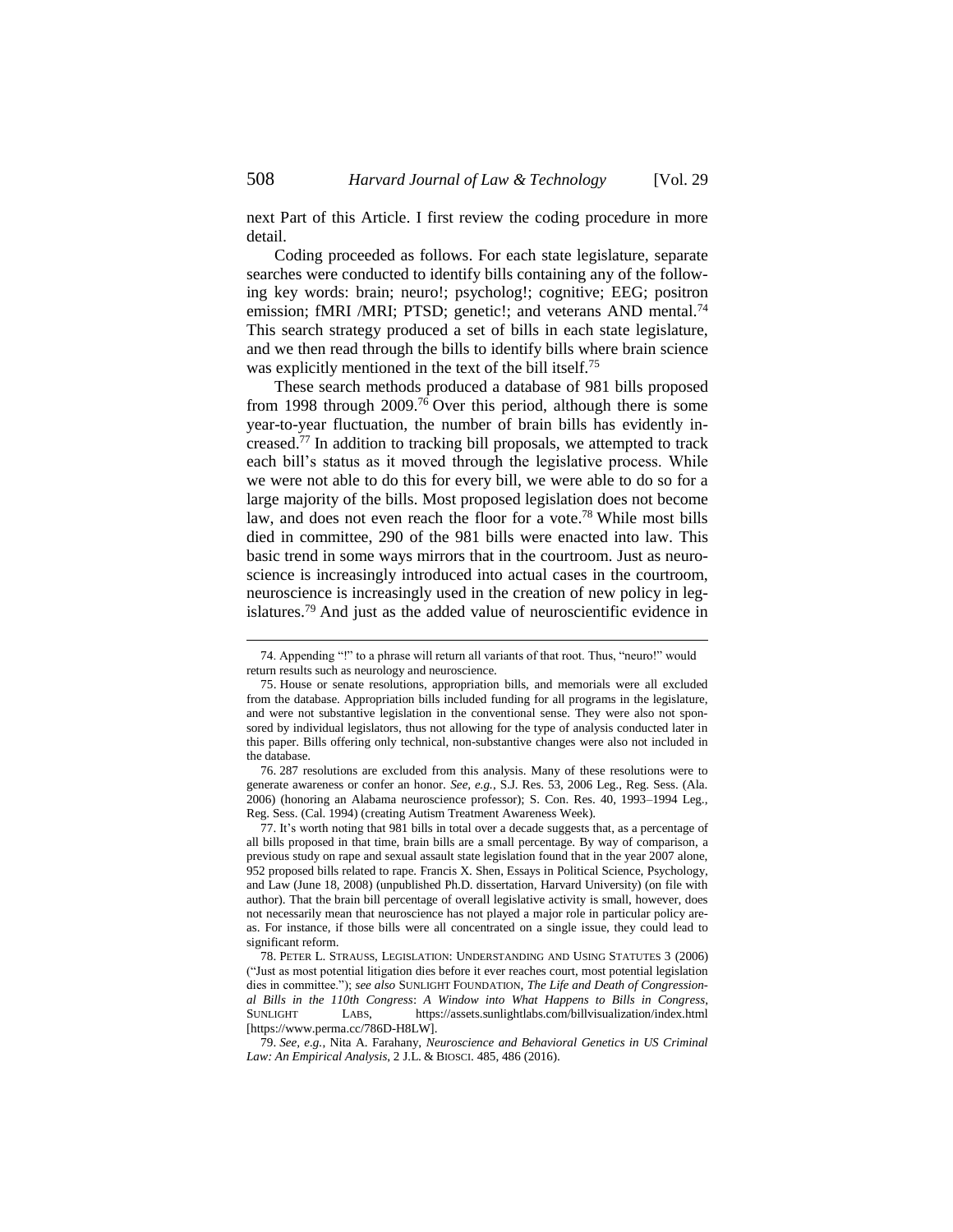next Part of this Article. I first review the coding procedure in more detail.

Coding proceeded as follows. For each state legislature, separate searches were conducted to identify bills containing any of the following key words: brain; neuro!; psycholog!; cognitive; EEG; positron emission; fMRI /MRI; PTSD; genetic!; and veterans AND mental.[74] This search strategy produced a set of bills in each state legislature, and we then read through the bills to identify bills where brain science was explicitly mentioned in the text of the bill itself.[75]

These search methods produced a database of 981 bills proposed from 1998 through 2009.[76] Over this period, although there is some year-to-year fluctuation, the number of brain bills has evidently increased.[77] In addition to tracking bill proposals, we attempted to track each bill's status as it moved through the legislative process. While we were not able to do this for every bill, we were able to do so for a large majority of the bills. Most proposed legislation does not become law, and does not even reach the floor for a vote.[78] While most bills died in committee, 290 of the 981 bills were enacted into law. This basic trend in some ways mirrors that in the courtroom. Just as neuroscience is increasingly introduced into actual cases in the courtroom, neuroscience is increasingly used in the creation of new policy in legislatures.[79] And just as the added value of neuroscientific evidence in

---

74. Appending "!" to a phrase will return all variants of that root. Thus, "neuro!" would return results such as neurology and neuroscience.

75. House or senate resolutions, appropriation bills, and memorials were all excluded from the database. Appropriation bills included funding for all programs in the legislature, and were not substantive legislation in the conventional sense. They were also not sponsored by individual legislators, thus not allowing for the type of analysis conducted later in this paper. Bills offering only technical, non-substantive changes were also not included in the database.

76. 287 resolutions are excluded from this analysis. Many of these resolutions were to generate awareness or confer an honor. *See, e.g.*, S.J. Res. 53, 2006 Leg., Reg. Sess. (Ala. 2006) (honoring an Alabama neuroscience professor); S. Con. Res. 40, 1993–1994 Leg., Reg. Sess. (Cal. 1994) (creating Autism Treatment Awareness Week).

77. It's worth noting that 981 bills in total over a decade suggests that, as a percentage of all bills proposed in that time, brain bills are a small percentage. By way of comparison, a previous study on rape and sexual assault state legislation found that in the year 2007 alone, 952 proposed bills related to rape. Francis X. Shen, Essays in Political Science, Psychology, and Law (June 18, 2008) (unpublished Ph.D. dissertation, Harvard University) (on file with author). That the brain bill percentage of overall legislative activity is small, however, does not necessarily mean that neuroscience has not played a major role in particular policy areas. For instance, if those bills were all concentrated on a single issue, they could lead to significant reform.

78. PETER L. STRAUSS, LEGISLATION: UNDERSTANDING AND USING STATUTES 3 (2006) ("Just as most potential litigation dies before it ever reaches court, most potential legislation dies in committee."); *see also* SUNLIGHT FOUNDATION, *The Life and Death of Congressional Bills in the 110th Congress*: *A Window into What Happens to Bills in Congress*, SUNLIGHT LABS, https://assets.sunlightlabs.com/billvisualization/index.html [https://www.perma.cc/786D-H8LW].

79. *See, e.g.*, Nita A. Farahany, *Neuroscience and Behavioral Genetics in US Criminal Law: An Empirical Analysis*, 2 J.L. & BIOSCI. 485, 486 (2016).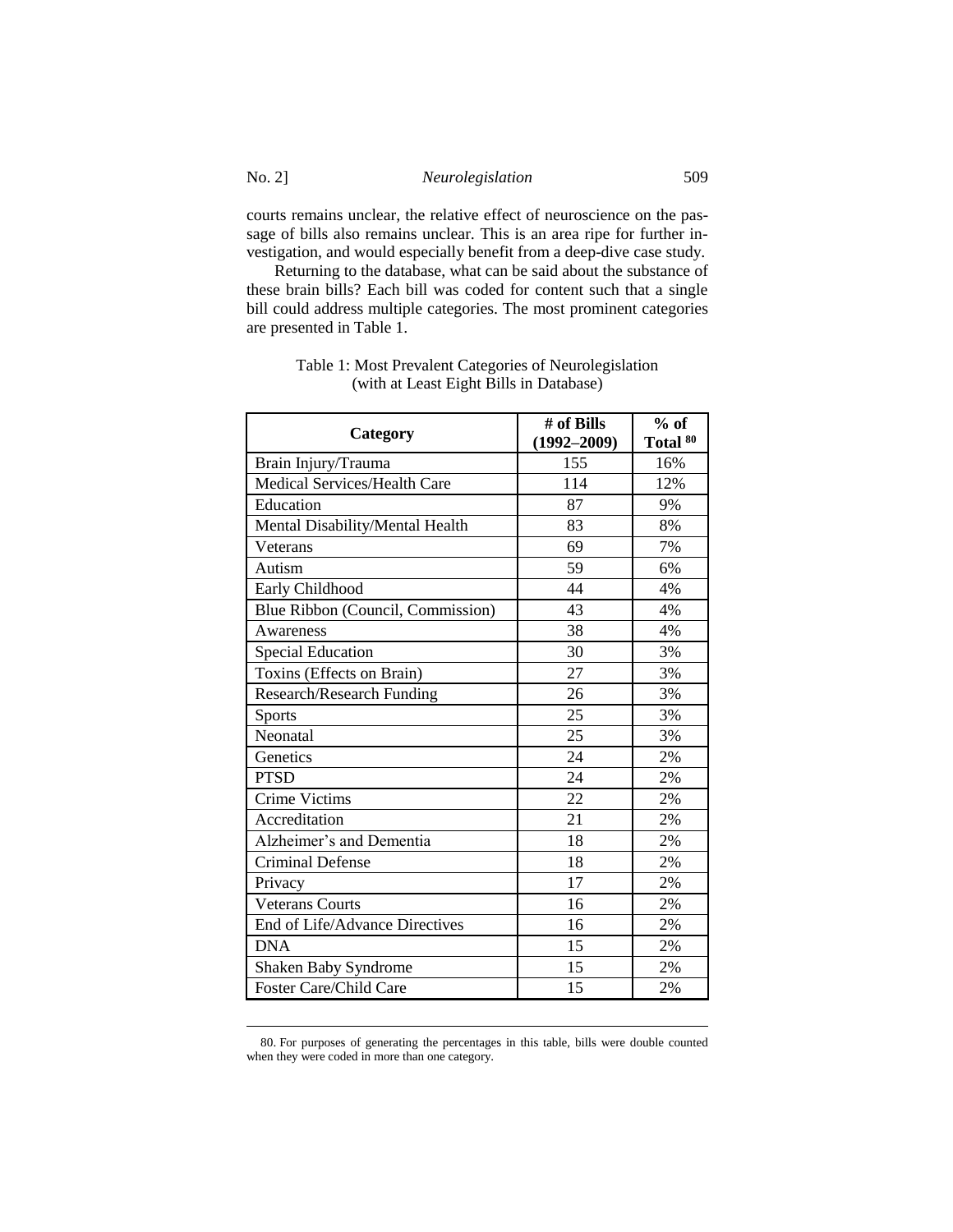courts remains unclear, the relative effect of neuroscience on the passage of bills also remains unclear. This is an area ripe for further investigation, and would especially benefit from a deep-dive case study.

Returning to the database, what can be said about the substance of these brain bills? Each bill was coded for content such that a single bill could address multiple categories. The most prominent categories are presented in Table 1.

Table 1: Most Prevalent Categories of Neurolegislation (with at Least Eight Bills in Database)

| Category | # of Bills (1992–2009) | % of Total [80] |
|---|---|---|
| Brain Injury/Trauma | 155 | 16% |
| Medical Services/Health Care | 114 | 12% |
| Education | 87 | 9% |
| Mental Disability/Mental Health | 83 | 8% |
| Veterans | 69 | 7% |
| Autism | 59 | 6% |
| Early Childhood | 44 | 4% |
| Blue Ribbon (Council, Commission) | 43 | 4% |
| Awareness | 38 | 4% |
| Special Education | 30 | 3% |
| Toxins (Effects on Brain) | 27 | 3% |
| Research/Research Funding | 26 | 3% |
| Sports | 25 | 3% |
| Neonatal | 25 | 3% |
| Genetics | 24 | 2% |
| PTSD | 24 | 2% |
| Crime Victims | 22 | 2% |
| Accreditation | 21 | 2% |
| Alzheimer's and Dementia | 18 | 2% |
| Criminal Defense | 18 | 2% |
| Privacy | 17 | 2% |
| Veterans Courts | 16 | 2% |
| End of Life/Advance Directives | 16 | 2% |
| DNA | 15 | 2% |
| Shaken Baby Syndrome | 15 | 2% |
| Foster Care/Child Care | 15 | 2% |

80. For purposes of generating the percentages in this table, bills were double counted when they were coded in more than one category.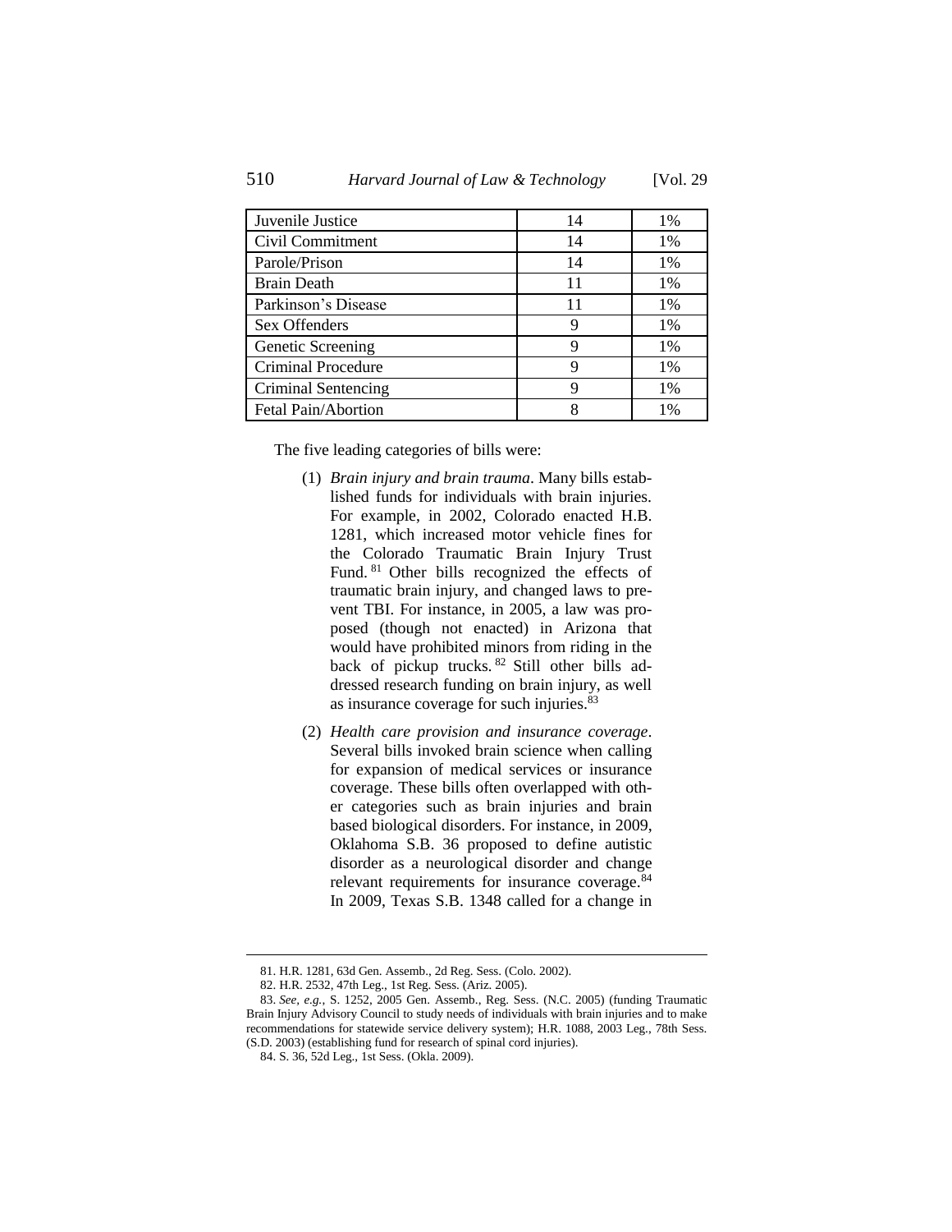| Juvenile Justice | 14 | 1% |
|---|---|---|
| Civil Commitment | 14 | 1% |
| Parole/Prison | 14 | 1% |
| Brain Death | 11 | 1% |
| Parkinson's Disease | 11 | 1% |
| Sex Offenders | 9 | 1% |
| Genetic Screening | 9 | 1% |
| Criminal Procedure | 9 | 1% |
| Criminal Sentencing | 9 | 1% |
| Fetal Pain/Abortion | 8 | 1% |

The five leading categories of bills were:

(1) *Brain injury and brain trauma*. Many bills established funds for individuals with brain injuries. For example, in 2002, Colorado enacted H.B. 1281, which increased motor vehicle fines for the Colorado Traumatic Brain Injury Trust Fund.[81] Other bills recognized the effects of traumatic brain injury, and changed laws to prevent TBI. For instance, in 2005, a law was proposed (though not enacted) in Arizona that would have prohibited minors from riding in the back of pickup trucks.[82] Still other bills addressed research funding on brain injury, as well as insurance coverage for such injuries.[83]

(2) *Health care provision and insurance coverage*. Several bills invoked brain science when calling for expansion of medical services or insurance coverage. These bills often overlapped with other categories such as brain injuries and brain based biological disorders. For instance, in 2009, Oklahoma S.B. 36 proposed to define autistic disorder as a neurological disorder and change relevant requirements for insurance coverage.[84] In 2009, Texas S.B. 1348 called for a change in

---

81. H.R. 1281, 63d Gen. Assemb., 2d Reg. Sess. (Colo. 2002).

82. H.R. 2532, 47th Leg., 1st Reg. Sess. (Ariz. 2005).

83. *See, e.g.*, S. 1252, 2005 Gen. Assemb., Reg. Sess. (N.C. 2005) (funding Traumatic Brain Injury Advisory Council to study needs of individuals with brain injuries and to make recommendations for statewide service delivery system); H.R. 1088, 2003 Leg., 78th Sess. (S.D. 2003) (establishing fund for research of spinal cord injuries).

84. S. 36, 52d Leg., 1st Sess. (Okla. 2009).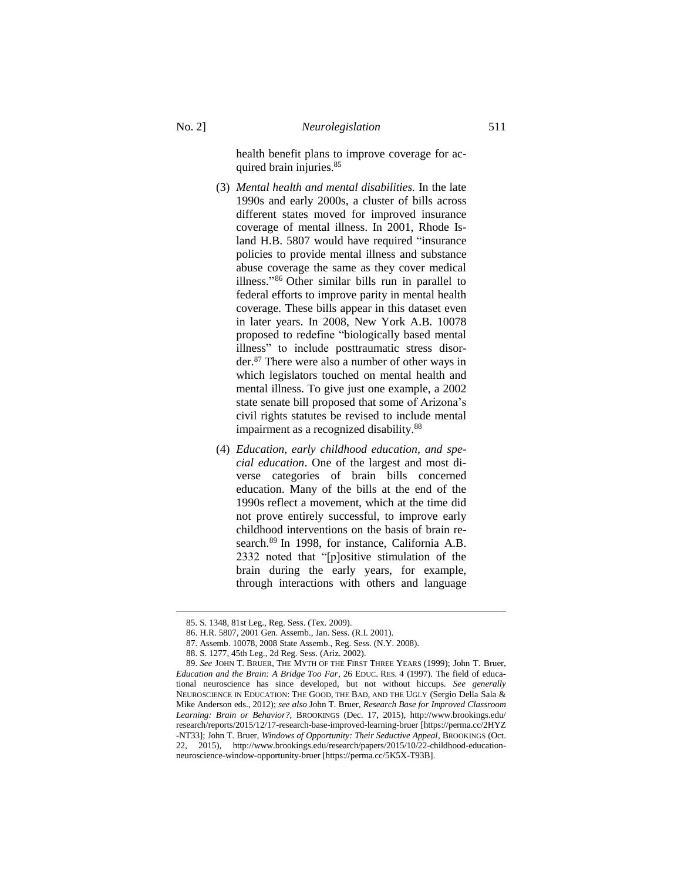health benefit plans to improve coverage for acquired brain injuries.[85]

(3) *Mental health and mental disabilities.* In the late 1990s and early 2000s, a cluster of bills across different states moved for improved insurance coverage of mental illness. In 2001, Rhode Island H.B. 5807 would have required "insurance policies to provide mental illness and substance abuse coverage the same as they cover medical illness."[86] Other similar bills run in parallel to federal efforts to improve parity in mental health coverage. These bills appear in this dataset even in later years. In 2008, New York A.B. 10078 proposed to redefine "biologically based mental illness" to include posttraumatic stress disorder.[87] There were also a number of other ways in which legislators touched on mental health and mental illness. To give just one example, a 2002 state senate bill proposed that some of Arizona's civil rights statutes be revised to include mental impairment as a recognized disability.[88]

(4) *Education, early childhood education, and special education*. One of the largest and most diverse categories of brain bills concerned education. Many of the bills at the end of the 1990s reflect a movement, which at the time did not prove entirely successful, to improve early childhood interventions on the basis of brain research.[89] In 1998, for instance, California A.B. 2332 noted that "[p]ositive stimulation of the brain during the early years, for example, through interactions with others and language

---

85. S. 1348, 81st Leg., Reg. Sess. (Tex. 2009).

86. H.R. 5807, 2001 Gen. Assemb., Jan. Sess. (R.I. 2001).

87. Assemb. 10078, 2008 State Assemb., Reg. Sess. (N.Y. 2008).

88. S. 1277, 45th Leg., 2d Reg. Sess. (Ariz. 2002).

89. *See* JOHN T. BRUER, THE MYTH OF THE FIRST THREE YEARS (1999); John T. Bruer, *Education and the Brain: A Bridge Too Far*, 26 EDUC. RES. 4 (1997). The field of educational neuroscience has since developed, but not without hiccups. *See generally* NEUROSCIENCE IN EDUCATION: THE GOOD, THE BAD, AND THE UGLY (Sergio Della Sala & Mike Anderson eds., 2012); *see also* John T. Bruer, *Research Base for Improved Classroom Learning: Brain or Behavior?*, BROOKINGS (Dec. 17, 2015), http://www.brookings.edu/research/reports/2015/12/17-research-base-improved-learning-bruer [https://perma.cc/2HYZ-NT33]; John T. Bruer, *Windows of Opportunity: Their Seductive Appeal*, BROOKINGS (Oct. 22, 2015), http://www.brookings.edu/research/papers/2015/10/22-childhood-education-neuroscience-window-opportunity-bruer [https://perma.cc/5K5X-T93B].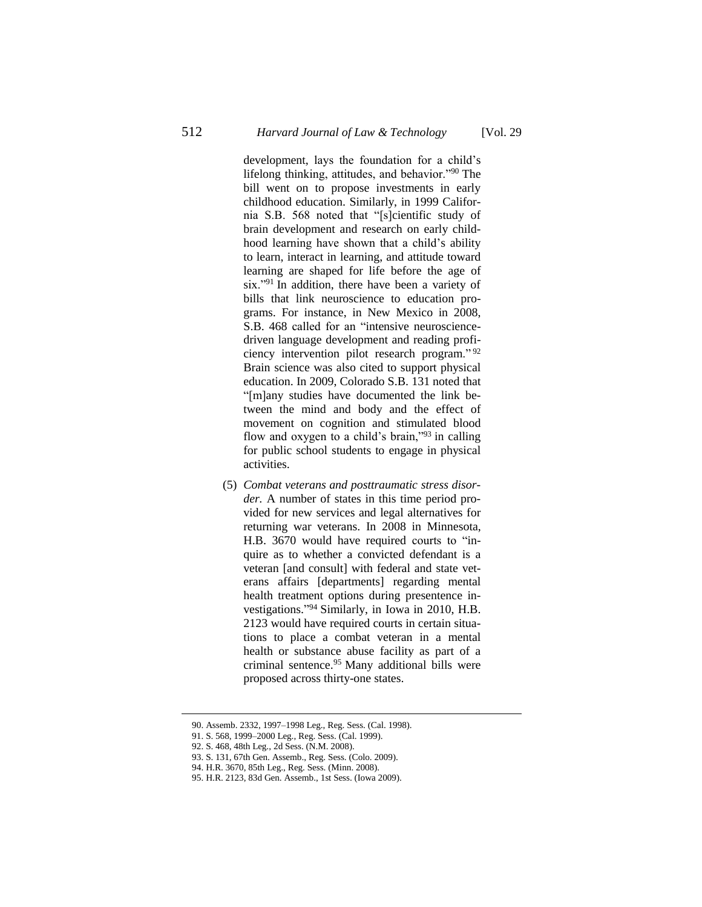development, lays the foundation for a child's lifelong thinking, attitudes, and behavior."[90] The bill went on to propose investments in early childhood education. Similarly, in 1999 California S.B. 568 noted that "[s]cientific study of brain development and research on early childhood learning have shown that a child's ability to learn, interact in learning, and attitude toward learning are shaped for life before the age of six."[91] In addition, there have been a variety of bills that link neuroscience to education programs. For instance, in New Mexico in 2008, S.B. 468 called for an "intensive neuroscience-driven language development and reading proficiency intervention pilot research program."[92] Brain science was also cited to support physical education. In 2009, Colorado S.B. 131 noted that "[m]any studies have documented the link between the mind and body and the effect of movement on cognition and stimulated blood flow and oxygen to a child's brain,"[93] in calling for public school students to engage in physical activities.

(5) *Combat veterans and posttraumatic stress disorder.* A number of states in this time period provided for new services and legal alternatives for returning war veterans. In 2008 in Minnesota, H.B. 3670 would have required courts to "inquire as to whether a convicted defendant is a veteran [and consult] with federal and state veterans affairs [departments] regarding mental health treatment options during presentence investigations."[94] Similarly, in Iowa in 2010, H.B. 2123 would have required courts in certain situations to place a combat veteran in a mental health or substance abuse facility as part of a criminal sentence.[95] Many additional bills were proposed across thirty-one states.

---

90. Assemb. 2332, 1997–1998 Leg., Reg. Sess. (Cal. 1998).
91. S. 568, 1999–2000 Leg., Reg. Sess. (Cal. 1999).
92. S. 468, 48th Leg., 2d Sess. (N.M. 2008).
93. S. 131, 67th Gen. Assemb., Reg. Sess. (Colo. 2009).
94. H.R. 3670, 85th Leg., Reg. Sess. (Minn. 2008).
95. H.R. 2123, 83d Gen. Assemb., 1st Sess. (Iowa 2009).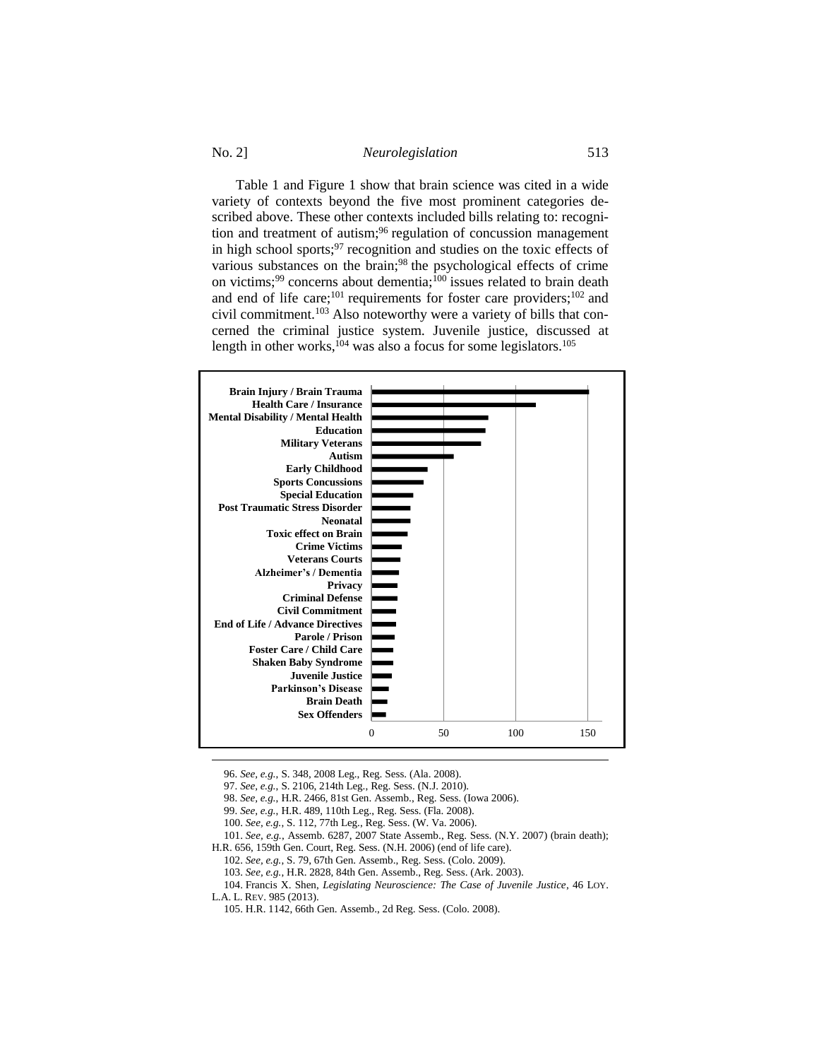Table 1 and Figure 1 show that brain science was cited in a wide variety of contexts beyond the five most prominent categories described above. These other contexts included bills relating to: recognition and treatment of autism;[96] regulation of concussion management in high school sports;[97] recognition and studies on the toxic effects of various substances on the brain;[98] the psychological effects of crime on victims;[99] concerns about dementia;[100] issues related to brain death and end of life care;[101] requirements for foster care providers;[102] and civil commitment.[103] Also noteworthy were a variety of bills that concerned the criminal justice system. Juvenile justice, discussed at length in other works,[104] was also a focus for some legislators.[105]

**Brain Injury / Brain Trauma**
**Health Care / Insurance**
**Mental Disability / Mental Health**
**Education**
**Military Veterans**
**Autism**
**Early Childhood**
**Sports Concussions**
**Special Education**
**Post Traumatic Stress Disorder**
**Neonatal**
**Toxic effect on Brain**
**Crime Victims**
**Veterans Courts**
**Alzheimer's / Dementia**
**Privacy**
**Criminal Defense**
**Civil Commitment**
**End of Life / Advance Directives**
**Parole / Prison**
**Foster Care / Child Care**
**Shaken Baby Syndrome**
**Juvenile Justice**
**Parkinson's Disease**
**Brain Death**
**Sex Offenders**

0 50 100 150

---

96. *See, e.g.*, S. 348, 2008 Leg., Reg. Sess. (Ala. 2008).

97. *See, e.g.*, S. 2106, 214th Leg., Reg. Sess. (N.J. 2010).

98. *See, e.g.*, H.R. 2466, 81st Gen. Assemb., Reg. Sess. (Iowa 2006).

99. *See, e.g.*, H.R. 489, 110th Leg., Reg. Sess. (Fla. 2008).

100. *See, e.g.*, S. 112, 77th Leg., Reg. Sess. (W. Va. 2006).

101. *See, e.g.*, Assemb. 6287, 2007 State Assemb., Reg. Sess. (N.Y. 2007) (brain death); H.R. 656, 159th Gen. Court, Reg. Sess. (N.H. 2006) (end of life care).

102. *See, e.g.*, S. 79, 67th Gen. Assemb., Reg. Sess. (Colo. 2009).

103. *See, e.g.*, H.R. 2828, 84th Gen. Assemb., Reg. Sess. (Ark. 2003).

104. Francis X. Shen, *Legislating Neuroscience: The Case of Juvenile Justice*, 46 LOY. L.A. L. REV. 985 (2013).

105. H.R. 1142, 66th Gen. Assemb., 2d Reg. Sess. (Colo. 2008).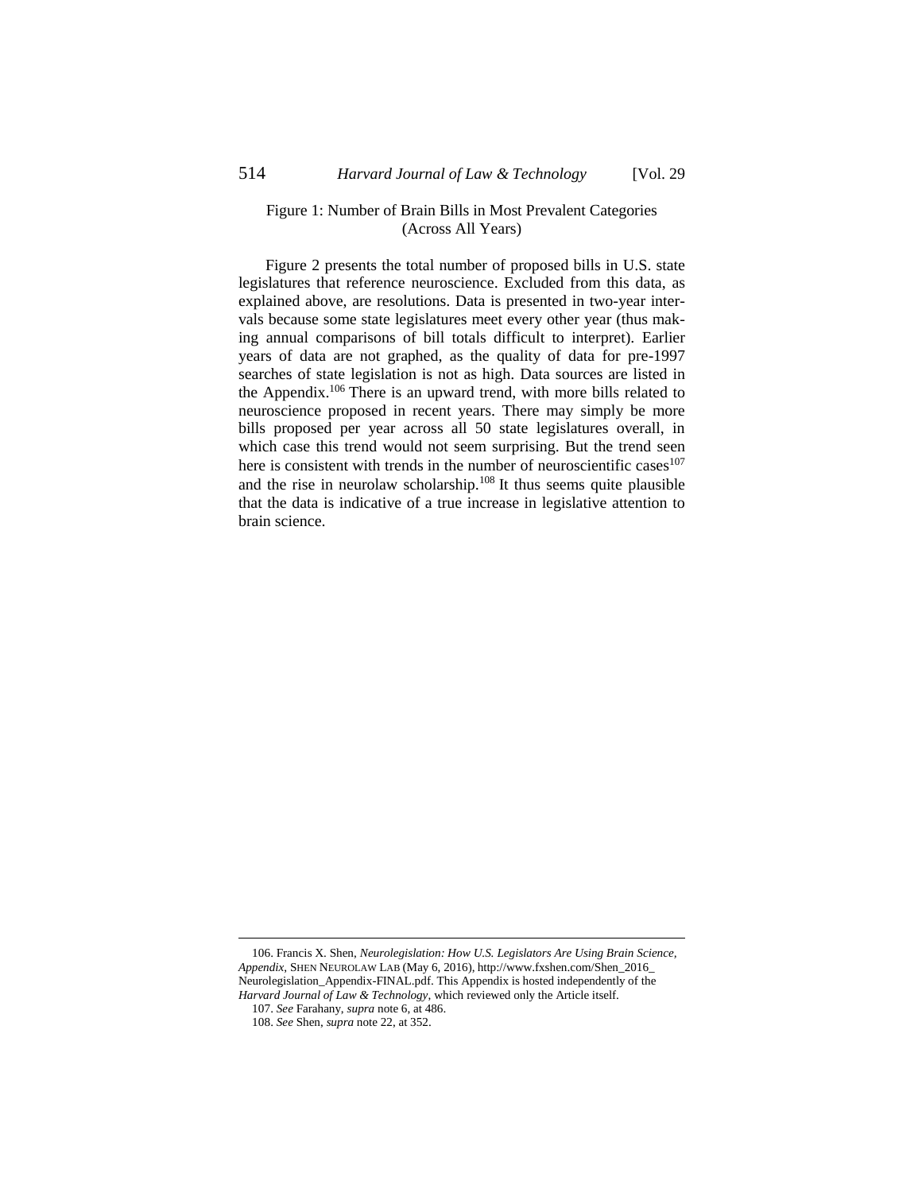Figure 1: Number of Brain Bills in Most Prevalent Categories (Across All Years)

Figure 2 presents the total number of proposed bills in U.S. state legislatures that reference neuroscience. Excluded from this data, as explained above, are resolutions. Data is presented in two-year intervals because some state legislatures meet every other year (thus making annual comparisons of bill totals difficult to interpret). Earlier years of data are not graphed, as the quality of data for pre-1997 searches of state legislation is not as high. Data sources are listed in the Appendix.[106] There is an upward trend, with more bills related to neuroscience proposed in recent years. There may simply be more bills proposed per year across all 50 state legislatures overall, in which case this trend would not seem surprising. But the trend seen here is consistent with trends in the number of neuroscientific cases[107] and the rise in neurolaw scholarship.[108] It thus seems quite plausible that the data is indicative of a true increase in legislative attention to brain science.

---

106. Francis X. Shen, *Neurolegislation: How U.S. Legislators Are Using Brain Science, Appendix*, SHEN NEUROLAW LAB (May 6, 2016), http://www.fxshen.com/Shen_2016_Neurolegislation_Appendix-FINAL.pdf. This Appendix is hosted independently of the *Harvard Journal of Law & Technology*, which reviewed only the Article itself.

107. *See* Farahany, *supra* note 6, at 486.

108. *See* Shen, *supra* note 22, at 352.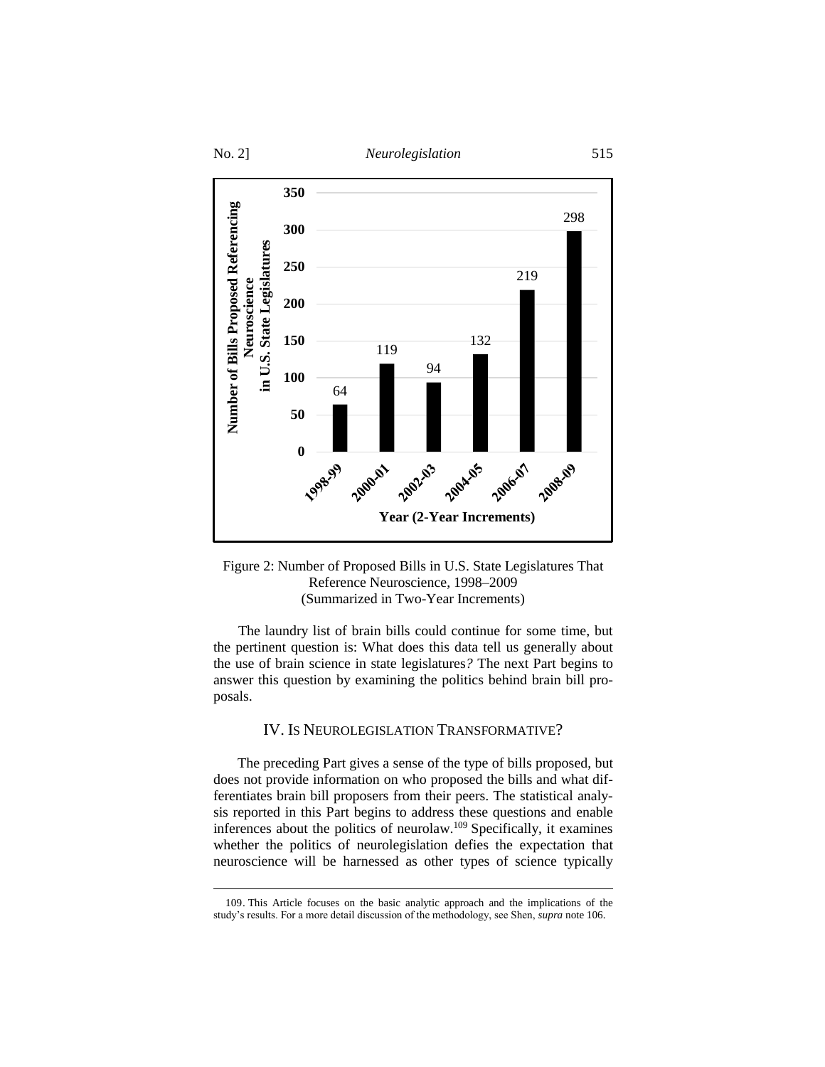Figure 2: Number of Proposed Bills in U.S. State Legislatures That Reference Neuroscience, 1998–2009 (Summarized in Two-Year Increments)

The laundry list of brain bills could continue for some time, but the pertinent question is: What does this data tell us generally about the use of brain science in state legislatures? The next Part begins to answer this question by examining the politics behind brain bill proposals.

## IV. IS NEUROLEGISLATION TRANSFORMATIVE?

The preceding Part gives a sense of the type of bills proposed, but does not provide information on who proposed the bills and what differentiates brain bill proposers from their peers. The statistical analysis reported in this Part begins to address these questions and enable inferences about the politics of neurolaw.[109] Specifically, it examines whether the politics of neurolegislation defies the expectation that neuroscience will be harnessed as other types of science typically

109. This Article focuses on the basic analytic approach and the implications of the study's results. For a more detail discussion of the methodology, see Shen, *supra* note 106.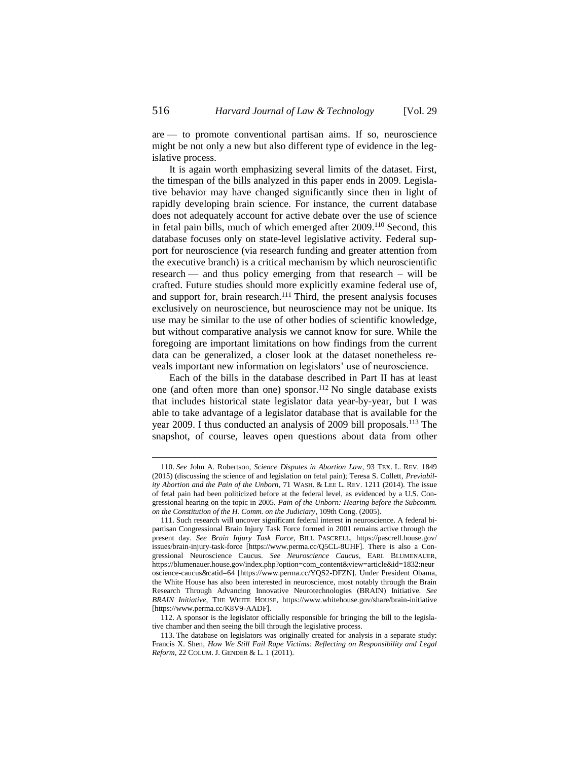are — to promote conventional partisan aims. If so, neuroscience might be not only a new but also different type of evidence in the legislative process.

It is again worth emphasizing several limits of the dataset. First, the timespan of the bills analyzed in this paper ends in 2009. Legislative behavior may have changed significantly since then in light of rapidly developing brain science. For instance, the current database does not adequately account for active debate over the use of science in fetal pain bills, much of which emerged after 2009.[110] Second, this database focuses only on state-level legislative activity. Federal support for neuroscience (via research funding and greater attention from the executive branch) is a critical mechanism by which neuroscientific research — and thus policy emerging from that research – will be crafted. Future studies should more explicitly examine federal use of, and support for, brain research.[111] Third, the present analysis focuses exclusively on neuroscience, but neuroscience may not be unique. Its use may be similar to the use of other bodies of scientific knowledge, but without comparative analysis we cannot know for sure. While the foregoing are important limitations on how findings from the current data can be generalized, a closer look at the dataset nonetheless reveals important new information on legislators' use of neuroscience.

Each of the bills in the database described in Part II has at least one (and often more than one) sponsor.[112] No single database exists that includes historical state legislator data year-by-year, but I was able to take advantage of a legislator database that is available for the year 2009. I thus conducted an analysis of 2009 bill proposals.[113] The snapshot, of course, leaves open questions about data from other

---

110. *See* John A. Robertson, *Science Disputes in Abortion Law*, 93 TEX. L. REV. 1849 (2015) (discussing the science of and legislation on fetal pain); Teresa S. Collett, *Previability Abortion and the Pain of the Unborn*, 71 WASH. & LEE L. REV. 1211 (2014). The issue of fetal pain had been politicized before at the federal level, as evidenced by a U.S. Congressional hearing on the topic in 2005. *Pain of the Unborn: Hearing before the Subcomm. on the Constitution of the H. Comm. on the Judiciary*, 109th Cong. (2005).

111. Such research will uncover significant federal interest in neuroscience. A federal bipartisan Congressional Brain Injury Task Force formed in 2001 remains active through the present day. *See Brain Injury Task Force*, BILL PASCRELL, https://pascrell.house.gov/issues/brain-injury-task-force [https://www.perma.cc/Q5CL-8UHF]. There is also a Congressional Neuroscience Caucus. *See Neuroscience Caucus*, EARL BLUMENAUER, https://blumenauer.house.gov/index.php?option=com_content&view=article&id=1832:neuroscience-caucus&catid=64 [https://www.perma.cc/YQS2-DFZN]. Under President Obama, the White House has also been interested in neuroscience, most notably through the Brain Research Through Advancing Innovative Neurotechnologies (BRAIN) Initiative. *See BRAIN Initiative*, THE WHITE HOUSE, https://www.whitehouse.gov/share/brain-initiative [https://www.perma.cc/K8V9-AADF].

112. A sponsor is the legislator officially responsible for bringing the bill to the legislative chamber and then seeing the bill through the legislative process.

113. The database on legislators was originally created for analysis in a separate study: Francis X. Shen, *How We Still Fail Rape Victims: Reflecting on Responsibility and Legal Reform*, 22 COLUM. J. GENDER & L. 1 (2011).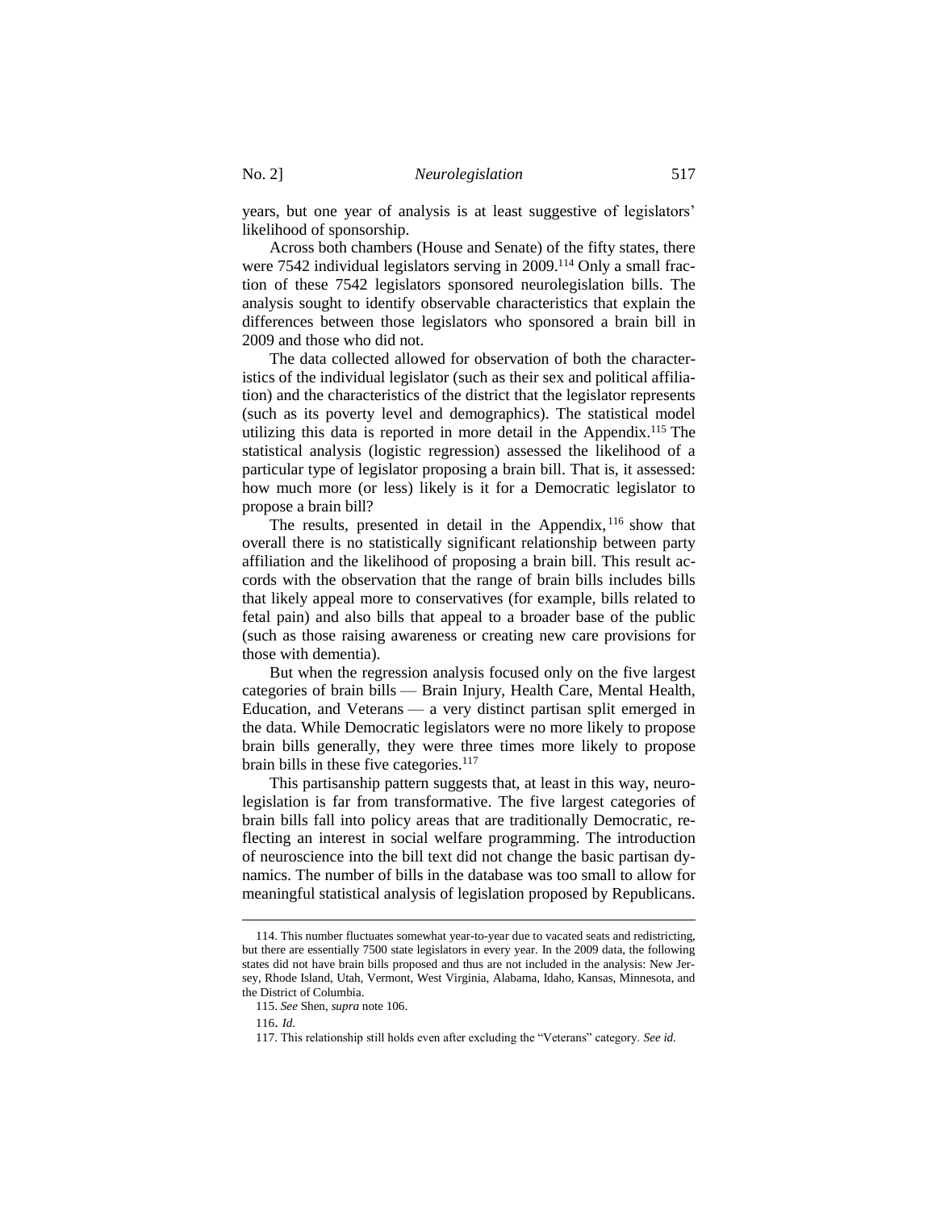years, but one year of analysis is at least suggestive of legislators' likelihood of sponsorship.

Across both chambers (House and Senate) of the fifty states, there were 7542 individual legislators serving in 2009.[114] Only a small fraction of these 7542 legislators sponsored neurolegislation bills. The analysis sought to identify observable characteristics that explain the differences between those legislators who sponsored a brain bill in 2009 and those who did not.

The data collected allowed for observation of both the characteristics of the individual legislator (such as their sex and political affiliation) and the characteristics of the district that the legislator represents (such as its poverty level and demographics). The statistical model utilizing this data is reported in more detail in the Appendix.[115] The statistical analysis (logistic regression) assessed the likelihood of a particular type of legislator proposing a brain bill. That is, it assessed: how much more (or less) likely is it for a Democratic legislator to propose a brain bill?

The results, presented in detail in the Appendix,[116] show that overall there is no statistically significant relationship between party affiliation and the likelihood of proposing a brain bill. This result accords with the observation that the range of brain bills includes bills that likely appeal more to conservatives (for example, bills related to fetal pain) and also bills that appeal to a broader base of the public (such as those raising awareness or creating new care provisions for those with dementia).

But when the regression analysis focused only on the five largest categories of brain bills — Brain Injury, Health Care, Mental Health, Education, and Veterans — a very distinct partisan split emerged in the data. While Democratic legislators were no more likely to propose brain bills generally, they were three times more likely to propose brain bills in these five categories.[117]

This partisanship pattern suggests that, at least in this way, neurolegislation is far from transformative. The five largest categories of brain bills fall into policy areas that are traditionally Democratic, reflecting an interest in social welfare programming. The introduction of neuroscience into the bill text did not change the basic partisan dynamics. The number of bills in the database was too small to allow for meaningful statistical analysis of legislation proposed by Republicans.

---

114. This number fluctuates somewhat year-to-year due to vacated seats and redistricting, but there are essentially 7500 state legislators in every year. In the 2009 data, the following states did not have brain bills proposed and thus are not included in the analysis: New Jersey, Rhode Island, Utah, Vermont, West Virginia, Alabama, Idaho, Kansas, Minnesota, and the District of Columbia.

115. *See* Shen, *supra* note 106.

116. *Id.*

117. This relationship still holds even after excluding the "Veterans" category. *See id.*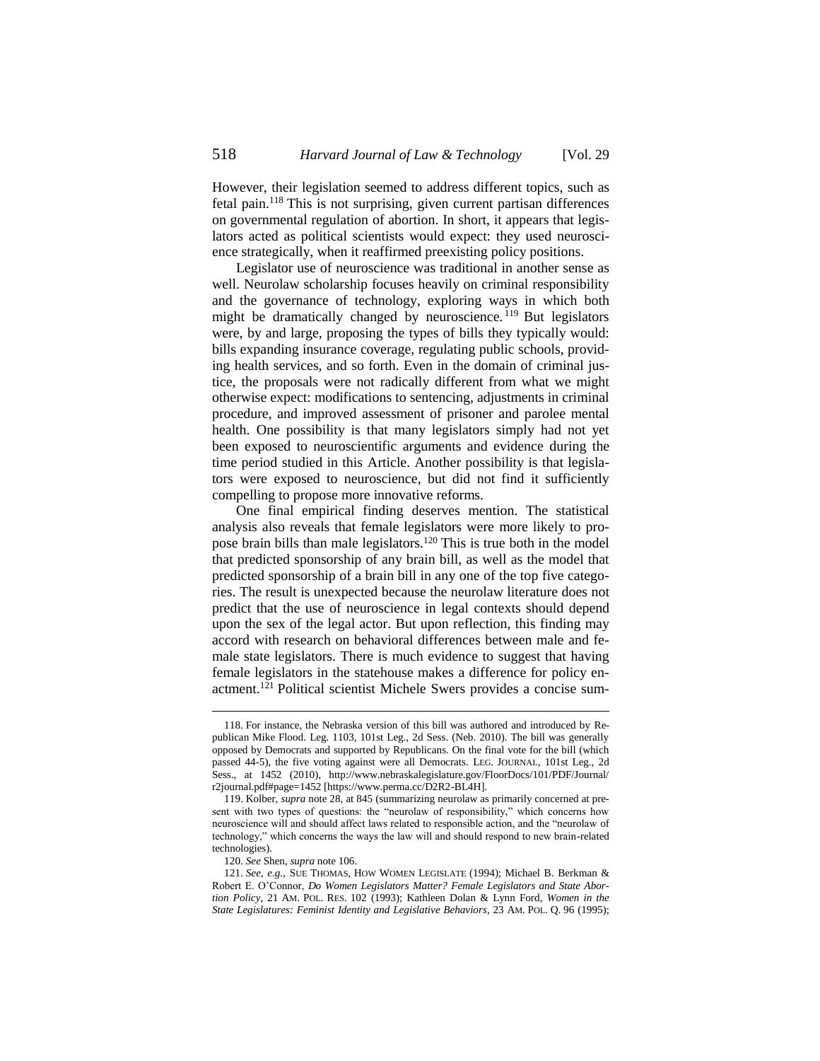However, their legislation seemed to address different topics, such as fetal pain.[118] This is not surprising, given current partisan differences on governmental regulation of abortion. In short, it appears that legislators acted as political scientists would expect: they used neuroscience strategically, when it reaffirmed preexisting policy positions.

Legislator use of neuroscience was traditional in another sense as well. Neurolaw scholarship focuses heavily on criminal responsibility and the governance of technology, exploring ways in which both might be dramatically changed by neuroscience.[119] But legislators were, by and large, proposing the types of bills they typically would: bills expanding insurance coverage, regulating public schools, providing health services, and so forth. Even in the domain of criminal justice, the proposals were not radically different from what we might otherwise expect: modifications to sentencing, adjustments in criminal procedure, and improved assessment of prisoner and parolee mental health. One possibility is that many legislators simply had not yet been exposed to neuroscientific arguments and evidence during the time period studied in this Article. Another possibility is that legislators were exposed to neuroscience, but did not find it sufficiently compelling to propose more innovative reforms.

One final empirical finding deserves mention. The statistical analysis also reveals that female legislators were more likely to propose brain bills than male legislators.[120] This is true both in the model that predicted sponsorship of any brain bill, as well as the model that predicted sponsorship of a brain bill in any one of the top five categories. The result is unexpected because the neurolaw literature does not predict that the use of neuroscience in legal contexts should depend upon the sex of the legal actor. But upon reflection, this finding may accord with research on behavioral differences between male and female state legislators. There is much evidence to suggest that having female legislators in the statehouse makes a difference for policy enactment.[121] Political scientist Michele Swers provides a concise sum-

---

118. For instance, the Nebraska version of this bill was authored and introduced by Republican Mike Flood. Leg. 1103, 101st Leg., 2d Sess. (Neb. 2010). The bill was generally opposed by Democrats and supported by Republicans. On the final vote for the bill (which passed 44-5), the five voting against were all Democrats. LEG. JOURNAL, 101st Leg., 2d Sess., at 1452 (2010), http://www.nebraskalegislature.gov/FloorDocs/101/PDF/Journal/r2journal.pdf#page=1452 [https://www.perma.cc/D2R2-BL4H].

119. Kolber, *supra* note 28, at 845 (summarizing neurolaw as primarily concerned at present with two types of questions: the "neurolaw of responsibility," which concerns how neuroscience will and should affect laws related to responsible action, and the "neurolaw of technology," which concerns the ways the law will and should respond to new brain-related technologies).

120. *See* Shen, *supra* note 106.

121. *See, e.g.*, SUE THOMAS, HOW WOMEN LEGISLATE (1994); Michael B. Berkman & Robert E. O'Connor, *Do Women Legislators Matter? Female Legislators and State Abortion Policy*, 21 AM. POL. RES. 102 (1993); Kathleen Dolan & Lynn Ford, *Women in the State Legislatures: Feminist Identity and Legislative Behaviors*, 23 AM. POL. Q. 96 (1995);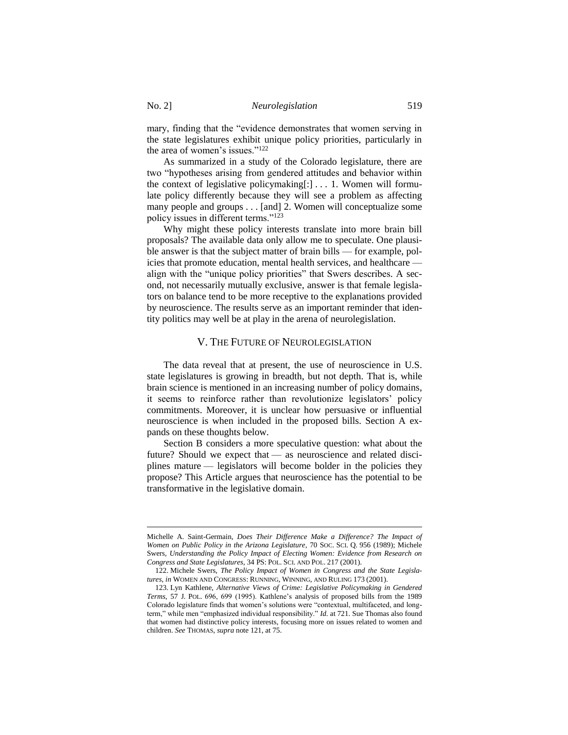mary, finding that the "evidence demonstrates that women serving in the state legislatures exhibit unique policy priorities, particularly in the area of women's issues."[122]

As summarized in a study of the Colorado legislature, there are two "hypotheses arising from gendered attitudes and behavior within the context of legislative policymaking[:] . . . 1. Women will formulate policy differently because they will see a problem as affecting many people and groups . . . [and] 2. Women will conceptualize some policy issues in different terms."[123]

Why might these policy interests translate into more brain bill proposals? The available data only allow me to speculate. One plausible answer is that the subject matter of brain bills — for example, policies that promote education, mental health services, and healthcare — align with the "unique policy priorities" that Swers describes. A second, not necessarily mutually exclusive, answer is that female legislators on balance tend to be more receptive to the explanations provided by neuroscience. The results serve as an important reminder that identity politics may well be at play in the arena of neurolegislation.

## V. THE FUTURE OF NEUROLEGISLATION

The data reveal that at present, the use of neuroscience in U.S. state legislatures is growing in breadth, but not depth. That is, while brain science is mentioned in an increasing number of policy domains, it seems to reinforce rather than revolutionize legislators' policy commitments. Moreover, it is unclear how persuasive or influential neuroscience is when included in the proposed bills. Section A expands on these thoughts below.

Section B considers a more speculative question: what about the future? Should we expect that — as neuroscience and related disciplines mature — legislators will become bolder in the policies they propose? This Article argues that neuroscience has the potential to be transformative in the legislative domain.

---

Michelle A. Saint-Germain, *Does Their Difference Make a Difference? The Impact of Women on Public Policy in the Arizona Legislature*, 70 SOC. SCI. Q. 956 (1989); Michele Swers, *Understanding the Policy Impact of Electing Women: Evidence from Research on Congress and State Legislatures*, 34 PS: POL. SCI. AND POL. 217 (2001).

122. Michele Swers, *The Policy Impact of Women in Congress and the State Legislatures*, *in* WOMEN AND CONGRESS: RUNNING, WINNING, AND RULING 173 (2001).

123. Lyn Kathlene, *Alternative Views of Crime: Legislative Policymaking in Gendered Terms*, 57 J. POL. 696, 699 (1995). Kathlene's analysis of proposed bills from the 1989 Colorado legislature finds that women's solutions were "contextual, multifaceted, and long-term," while men "emphasized individual responsibility." *Id.* at 721. Sue Thomas also found that women had distinctive policy interests, focusing more on issues related to women and children. *See* THOMAS, *supra* note 121, at 75.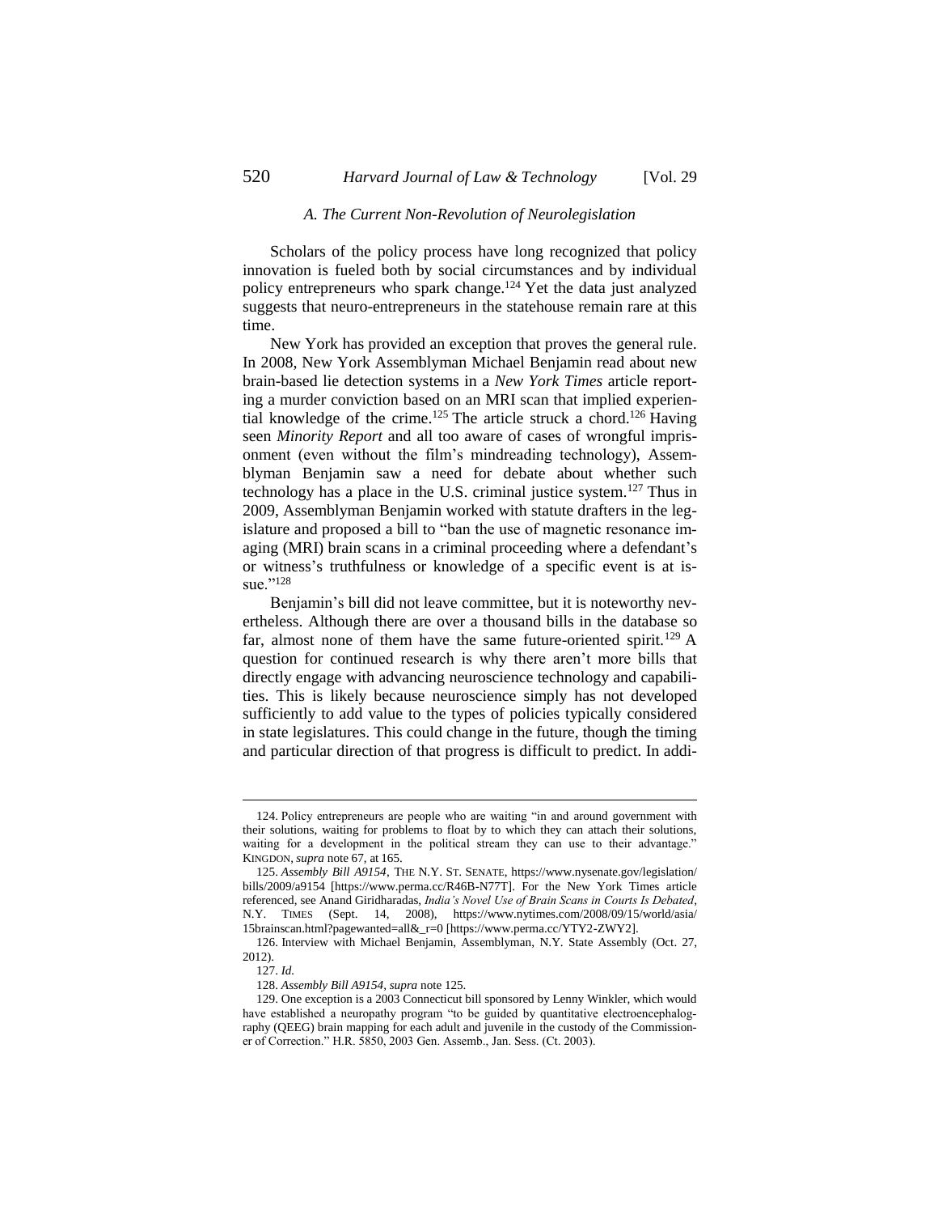### A. The Current Non-Revolution of Neurolegislation

Scholars of the policy process have long recognized that policy innovation is fueled both by social circumstances and by individual policy entrepreneurs who spark change.[124] Yet the data just analyzed suggests that neuro-entrepreneurs in the statehouse remain rare at this time.

New York has provided an exception that proves the general rule. In 2008, New York Assemblyman Michael Benjamin read about new brain-based lie detection systems in a *New York Times* article reporting a murder conviction based on an MRI scan that implied experiential knowledge of the crime.[125] The article struck a chord.[126] Having seen *Minority Report* and all too aware of cases of wrongful imprisonment (even without the film's mindreading technology), Assemblyman Benjamin saw a need for debate about whether such technology has a place in the U.S. criminal justice system.[127] Thus in 2009, Assemblyman Benjamin worked with statute drafters in the legislature and proposed a bill to "ban the use of magnetic resonance imaging (MRI) brain scans in a criminal proceeding where a defendant's or witness's truthfulness or knowledge of a specific event is at issue."[128]

Benjamin's bill did not leave committee, but it is noteworthy nevertheless. Although there are over a thousand bills in the database so far, almost none of them have the same future-oriented spirit.[129] A question for continued research is why there aren't more bills that directly engage with advancing neuroscience technology and capabilities. This is likely because neuroscience simply has not developed sufficiently to add value to the types of policies typically considered in state legislatures. This could change in the future, though the timing and particular direction of that progress is difficult to predict. In addi-

---

124. Policy entrepreneurs are people who are waiting "in and around government with their solutions, waiting for problems to float by to which they can attach their solutions, waiting for a development in the political stream they can use to their advantage." KINGDON, *supra* note 67, at 165.

125. *Assembly Bill A9154*, THE N.Y. ST. SENATE, https://www.nysenate.gov/legislation/bills/2009/a9154 [https://www.perma.cc/R46B-N77T]. For the New York Times article referenced, see Anand Giridharadas, *India's Novel Use of Brain Scans in Courts Is Debated*, N.Y. TIMES (Sept. 14, 2008), https://www.nytimes.com/2008/09/15/world/asia/15brainscan.html?pagewanted=all&_r=0 [https://www.perma.cc/YTY2-ZWY2].

126. Interview with Michael Benjamin, Assemblyman, N.Y. State Assembly (Oct. 27, 2012).

127. *Id.*

128. *Assembly Bill A9154*, *supra* note 125.

129. One exception is a 2003 Connecticut bill sponsored by Lenny Winkler, which would have established a neuropathy program "to be guided by quantitative electroencephalography (QEEG) brain mapping for each adult and juvenile in the custody of the Commissioner of Correction." H.R. 5850, 2003 Gen. Assemb., Jan. Sess. (Ct. 2003).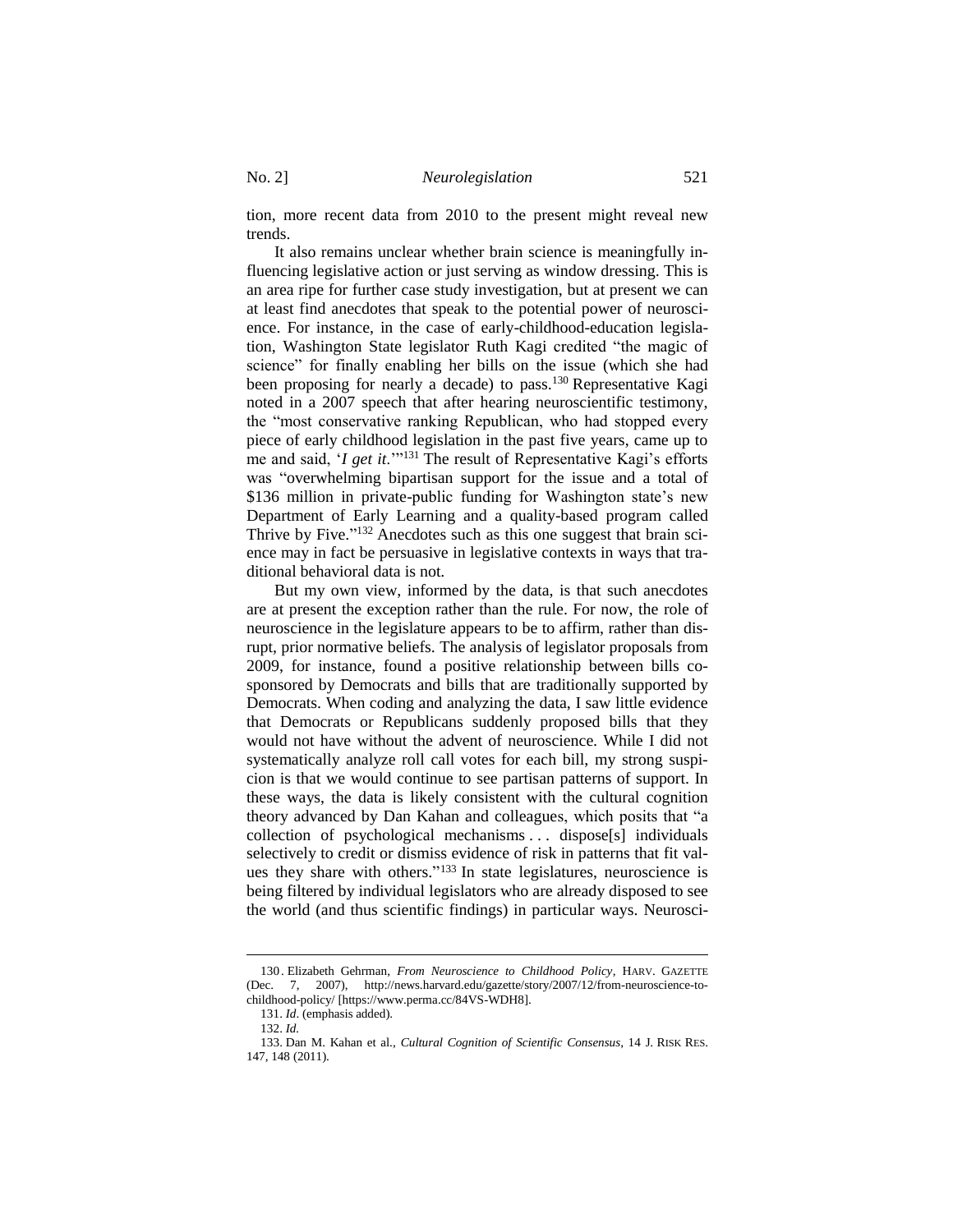tion, more recent data from 2010 to the present might reveal new trends.

It also remains unclear whether brain science is meaningfully influencing legislative action or just serving as window dressing. This is an area ripe for further case study investigation, but at present we can at least find anecdotes that speak to the potential power of neuroscience. For instance, in the case of early-childhood-education legislation, Washington State legislator Ruth Kagi credited "the magic of science" for finally enabling her bills on the issue (which she had been proposing for nearly a decade) to pass.[130] Representative Kagi noted in a 2007 speech that after hearing neuroscientific testimony, the "most conservative ranking Republican, who had stopped every piece of early childhood legislation in the past five years, came up to me and said, '*I get it*.'"[131] The result of Representative Kagi's efforts was "overwhelming bipartisan support for the issue and a total of $136 million in private-public funding for Washington state's new Department of Early Learning and a quality-based program called Thrive by Five."[132] Anecdotes such as this one suggest that brain science may in fact be persuasive in legislative contexts in ways that traditional behavioral data is not.

But my own view, informed by the data, is that such anecdotes are at present the exception rather than the rule. For now, the role of neuroscience in the legislature appears to be to affirm, rather than disrupt, prior normative beliefs. The analysis of legislator proposals from 2009, for instance, found a positive relationship between bills cosponsored by Democrats and bills that are traditionally supported by Democrats. When coding and analyzing the data, I saw little evidence that Democrats or Republicans suddenly proposed bills that they would not have without the advent of neuroscience. While I did not systematically analyze roll call votes for each bill, my strong suspicion is that we would continue to see partisan patterns of support. In these ways, the data is likely consistent with the cultural cognition theory advanced by Dan Kahan and colleagues, which posits that "a collection of psychological mechanisms . . . dispose[s] individuals selectively to credit or dismiss evidence of risk in patterns that fit values they share with others."[133] In state legislatures, neuroscience is being filtered by individual legislators who are already disposed to see the world (and thus scientific findings) in particular ways. Neurosci-

---

130. Elizabeth Gehrman, *From Neuroscience to Childhood Policy*, HARV. GAZETTE (Dec. 7, 2007), http://news.harvard.edu/gazette/story/2007/12/from-neuroscience-to-childhood-policy/ [https://www.perma.cc/84VS-WDH8].

131. *Id*. (emphasis added).

132. *Id.*

133. Dan M. Kahan et al., *Cultural Cognition of Scientific Consensus*, 14 J. RISK RES. 147, 148 (2011).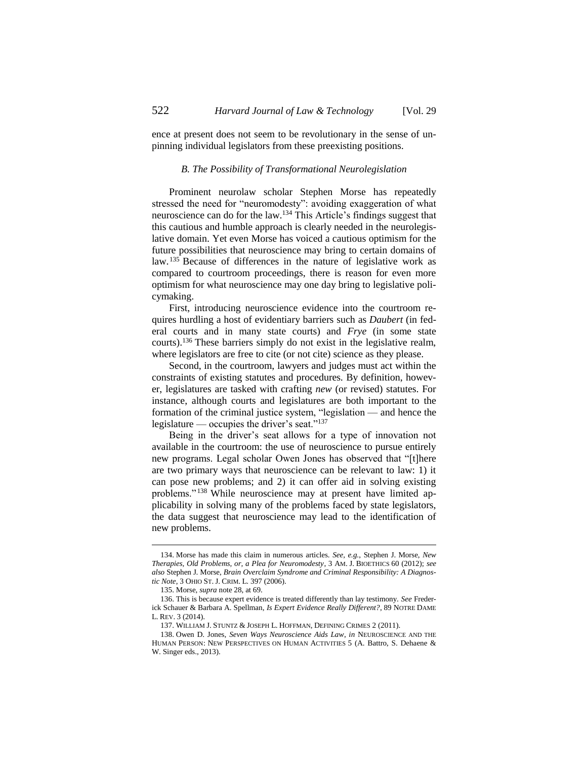ence at present does not seem to be revolutionary in the sense of unpinning individual legislators from these preexisting positions.

### *B. The Possibility of Transformational Neurolegislation*

Prominent neurolaw scholar Stephen Morse has repeatedly stressed the need for "neuromodesty": avoiding exaggeration of what neuroscience can do for the law.[134] This Article's findings suggest that this cautious and humble approach is clearly needed in the neurolegislative domain. Yet even Morse has voiced a cautious optimism for the future possibilities that neuroscience may bring to certain domains of law.[135] Because of differences in the nature of legislative work as compared to courtroom proceedings, there is reason for even more optimism for what neuroscience may one day bring to legislative policymaking.

First, introducing neuroscience evidence into the courtroom requires hurdling a host of evidentiary barriers such as *Daubert* (in federal courts and in many state courts) and *Frye* (in some state courts).[136] These barriers simply do not exist in the legislative realm, where legislators are free to cite (or not cite) science as they please.

Second, in the courtroom, lawyers and judges must act within the constraints of existing statutes and procedures. By definition, however, legislatures are tasked with crafting *new* (or revised) statutes. For instance, although courts and legislatures are both important to the formation of the criminal justice system, "legislation — and hence the legislature — occupies the driver's seat."[137]

Being in the driver's seat allows for a type of innovation not available in the courtroom: the use of neuroscience to pursue entirely new programs. Legal scholar Owen Jones has observed that "[t]here are two primary ways that neuroscience can be relevant to law: 1) it can pose new problems; and 2) it can offer aid in solving existing problems."[138] While neuroscience may at present have limited applicability in solving many of the problems faced by state legislators, the data suggest that neuroscience may lead to the identification of new problems.

---

134. Morse has made this claim in numerous articles. *See, e.g.*, Stephen J. Morse, *New Therapies, Old Problems, or, a Plea for Neuromodesty*, 3 AM. J. BIOETHICS 60 (2012); *see also* Stephen J. Morse, *Brain Overclaim Syndrome and Criminal Responsibility: A Diagnostic Note*, 3 OHIO ST. J. CRIM. L. 397 (2006).

135. Morse, *supra* note 28, at 69.

136. This is because expert evidence is treated differently than lay testimony. *See* Frederick Schauer & Barbara A. Spellman, *Is Expert Evidence Really Different?*, 89 NOTRE DAME L. REV. 3 (2014).

137. WILLIAM J. STUNTZ & JOSEPH L. HOFFMAN, DEFINING CRIMES 2 (2011).

138. Owen D. Jones, *Seven Ways Neuroscience Aids Law*, *in* NEUROSCIENCE AND THE HUMAN PERSON: NEW PERSPECTIVES ON HUMAN ACTIVITIES 5 (A. Battro, S. Dehaene & W. Singer eds., 2013).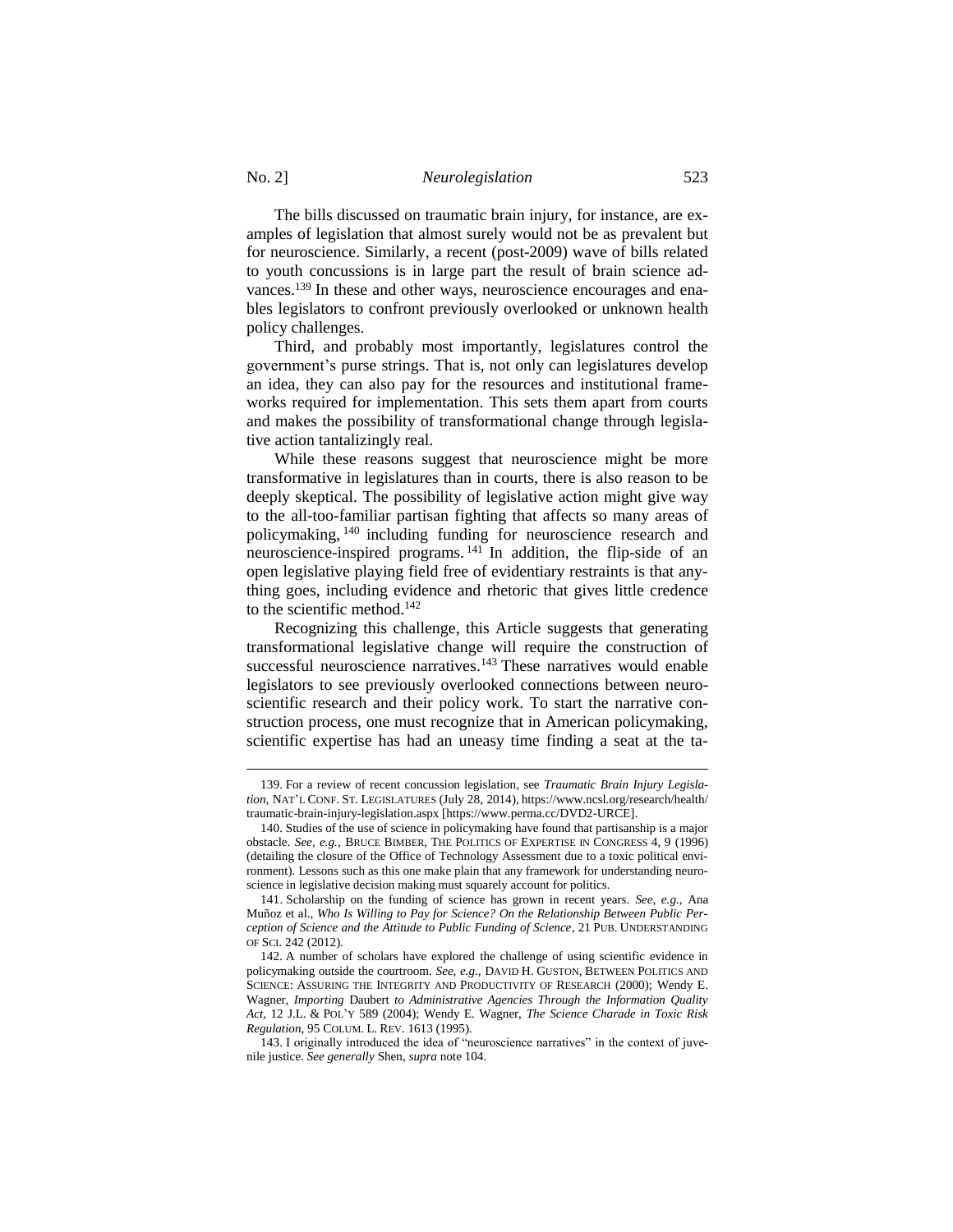The bills discussed on traumatic brain injury, for instance, are examples of legislation that almost surely would not be as prevalent but for neuroscience. Similarly, a recent (post-2009) wave of bills related to youth concussions is in large part the result of brain science advances.[139] In these and other ways, neuroscience encourages and enables legislators to confront previously overlooked or unknown health policy challenges.

Third, and probably most importantly, legislatures control the government's purse strings. That is, not only can legislatures develop an idea, they can also pay for the resources and institutional frameworks required for implementation. This sets them apart from courts and makes the possibility of transformational change through legislative action tantalizingly real.

While these reasons suggest that neuroscience might be more transformative in legislatures than in courts, there is also reason to be deeply skeptical. The possibility of legislative action might give way to the all-too-familiar partisan fighting that affects so many areas of policymaking,[140] including funding for neuroscience research and neuroscience-inspired programs.[141] In addition, the flip-side of an open legislative playing field free of evidentiary restraints is that anything goes, including evidence and rhetoric that gives little credence to the scientific method.[142]

Recognizing this challenge, this Article suggests that generating transformational legislative change will require the construction of successful neuroscience narratives.[143] These narratives would enable legislators to see previously overlooked connections between neuroscientific research and their policy work. To start the narrative construction process, one must recognize that in American policymaking, scientific expertise has had an uneasy time finding a seat at the ta-

---

139. For a review of recent concussion legislation, see *Traumatic Brain Injury Legislation*, NAT'L CONF. ST. LEGISLATURES (July 28, 2014), https://www.ncsl.org/research/health/traumatic-brain-injury-legislation.aspx [https://www.perma.cc/DVD2-URCE].

140. Studies of the use of science in policymaking have found that partisanship is a major obstacle. *See, e.g.*, BRUCE BIMBER, THE POLITICS OF EXPERTISE IN CONGRESS 4, 9 (1996) (detailing the closure of the Office of Technology Assessment due to a toxic political environment). Lessons such as this one make plain that any framework for understanding neuroscience in legislative decision making must squarely account for politics.

141. Scholarship on the funding of science has grown in recent years. *See, e.g.*, Ana Muñoz et al., *Who Is Willing to Pay for Science? On the Relationship Between Public Perception of Science and the Attitude to Public Funding of Science*, 21 PUB. UNDERSTANDING OF SCI. 242 (2012).

142. A number of scholars have explored the challenge of using scientific evidence in policymaking outside the courtroom. *See, e.g.*, DAVID H. GUSTON, BETWEEN POLITICS AND SCIENCE: ASSURING THE INTEGRITY AND PRODUCTIVITY OF RESEARCH (2000); Wendy E. Wagner, *Importing* Daubert *to Administrative Agencies Through the Information Quality Act*, 12 J.L. & POL'Y 589 (2004); Wendy E. Wagner, *The Science Charade in Toxic Risk Regulation*, 95 COLUM. L. REV. 1613 (1995).

143. I originally introduced the idea of "neuroscience narratives" in the context of juvenile justice. *See generally* Shen, *supra* note 104.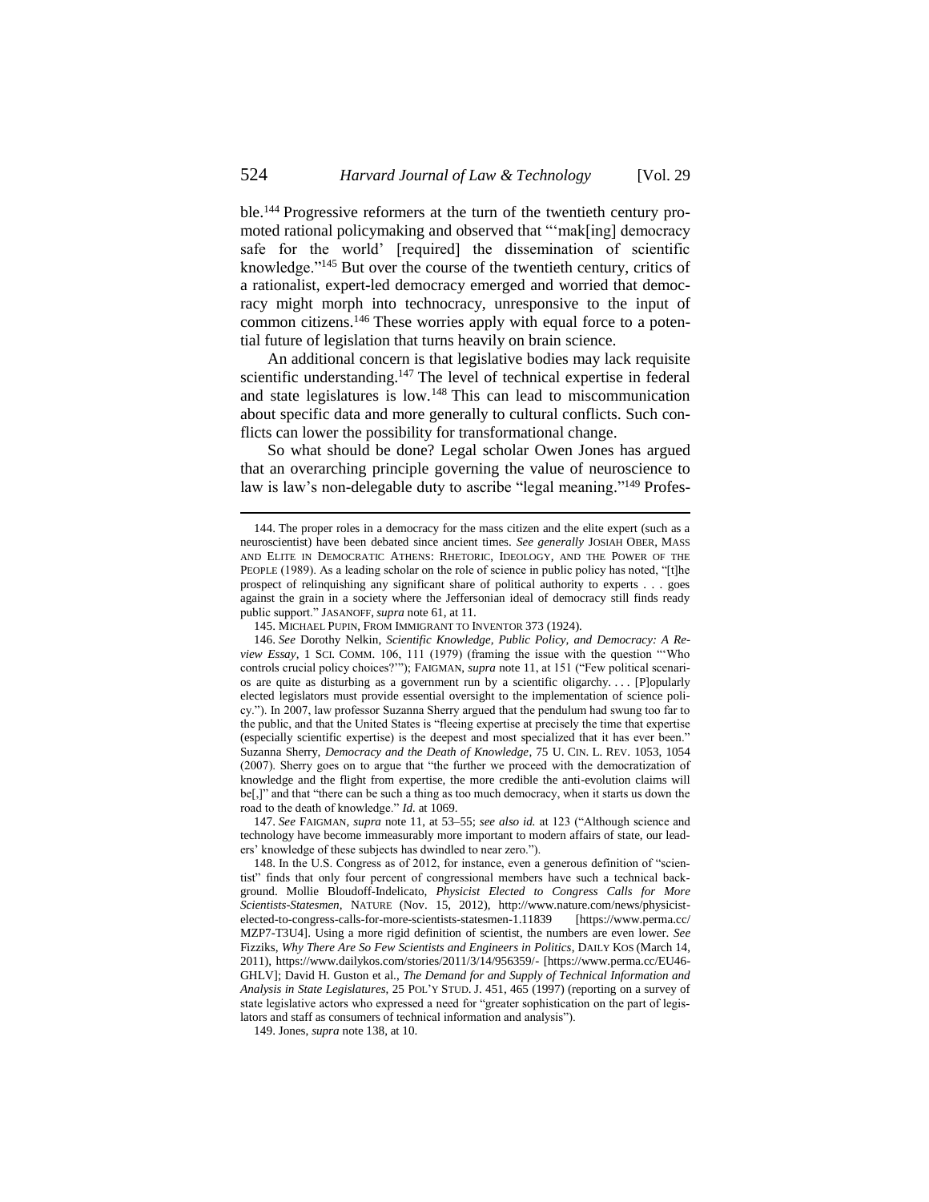ble.[144] Progressive reformers at the turn of the twentieth century promoted rational policymaking and observed that "'mak[ing] democracy safe for the world' [required] the dissemination of scientific knowledge."[145] But over the course of the twentieth century, critics of a rationalist, expert-led democracy emerged and worried that democracy might morph into technocracy, unresponsive to the input of common citizens.[146] These worries apply with equal force to a potential future of legislation that turns heavily on brain science.

An additional concern is that legislative bodies may lack requisite scientific understanding.[147] The level of technical expertise in federal and state legislatures is low.[148] This can lead to miscommunication about specific data and more generally to cultural conflicts. Such conflicts can lower the possibility for transformational change.

So what should be done? Legal scholar Owen Jones has argued that an overarching principle governing the value of neuroscience to law is law's non-delegable duty to ascribe "legal meaning."[149] Profes-

---

144. The proper roles in a democracy for the mass citizen and the elite expert (such as a neuroscientist) have been debated since ancient times. *See generally* JOSIAH OBER, MASS AND ELITE IN DEMOCRATIC ATHENS: RHETORIC, IDEOLOGY, AND THE POWER OF THE PEOPLE (1989). As a leading scholar on the role of science in public policy has noted, "[t]he prospect of relinquishing any significant share of political authority to experts . . . goes against the grain in a society where the Jeffersonian ideal of democracy still finds ready public support." JASANOFF, *supra* note 61, at 11.

145. MICHAEL PUPIN, FROM IMMIGRANT TO INVENTOR 373 (1924).

146. *See* Dorothy Nelkin, *Scientific Knowledge, Public Policy, and Democracy: A Review Essay*, 1 SCI. COMM. 106, 111 (1979) (framing the issue with the question "'Who controls crucial policy choices?'"); FAIGMAN, *supra* note 11, at 151 ("Few political scenarios are quite as disturbing as a government run by a scientific oligarchy. . . . [P]opularly elected legislators must provide essential oversight to the implementation of science policy."). In 2007, law professor Suzanna Sherry argued that the pendulum had swung too far to the public, and that the United States is "fleeing expertise at precisely the time that expertise (especially scientific expertise) is the deepest and most specialized that it has ever been." Suzanna Sherry, *Democracy and the Death of Knowledge*, 75 U. CIN. L. REV. 1053, 1054 (2007). Sherry goes on to argue that "the further we proceed with the democratization of knowledge and the flight from expertise, the more credible the anti-evolution claims will be[,]" and that "there can be such a thing as too much democracy, when it starts us down the road to the death of knowledge." *Id.* at 1069.

147. *See* FAIGMAN, *supra* note 11, at 53–55; *see also id.* at 123 ("Although science and technology have become immeasurably more important to modern affairs of state, our leaders' knowledge of these subjects has dwindled to near zero.").

148. In the U.S. Congress as of 2012, for instance, even a generous definition of "scientist" finds that only four percent of congressional members have such a technical background. Mollie Bloudoff-Indelicato, *Physicist Elected to Congress Calls for More Scientists-Statesmen*, NATURE (Nov. 15, 2012), http://www.nature.com/news/physicist-elected-to-congress-calls-for-more-scientists-statesmen-1.11839 [https://www.perma.cc/MZP7-T3U4]. Using a more rigid definition of scientist, the numbers are even lower. *See* Fizziks, *Why There Are So Few Scientists and Engineers in Politics*, DAILY KOS (March 14, 2011), https://www.dailykos.com/stories/2011/3/14/956359/- [https://www.perma.cc/EU46-GHLV]; David H. Guston et al., *The Demand for and Supply of Technical Information and Analysis in State Legislatures*, 25 POL'Y STUD. J. 451, 465 (1997) (reporting on a survey of state legislative actors who expressed a need for "greater sophistication on the part of legislators and staff as consumers of technical information and analysis").

149. Jones, *supra* note 138, at 10.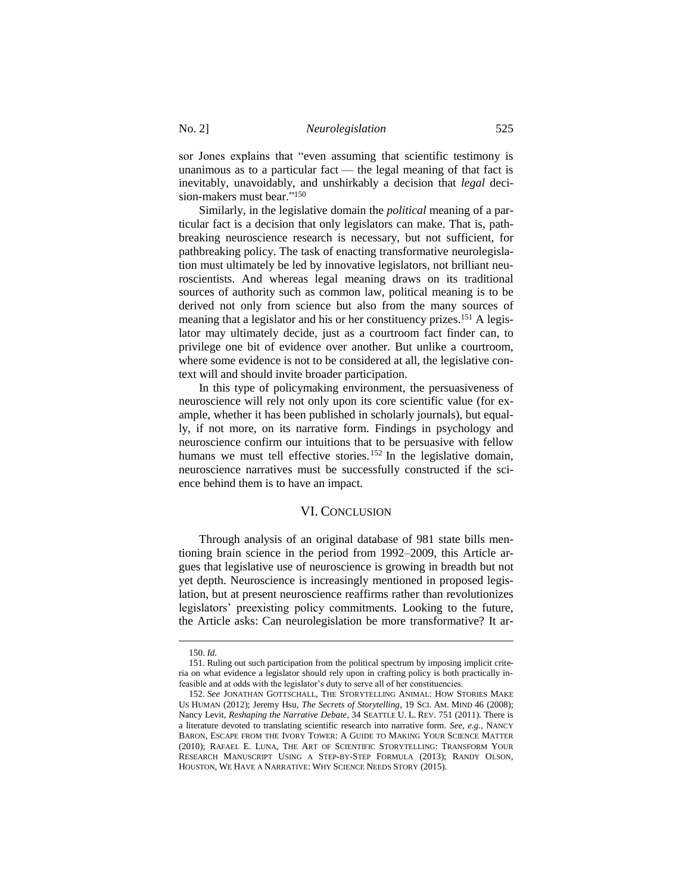sor Jones explains that "even assuming that scientific testimony is unanimous as to a particular fact — the legal meaning of that fact is inevitably, unavoidably, and unshirkably a decision that *legal* decision-makers must bear."[150]

Similarly, in the legislative domain the *political* meaning of a particular fact is a decision that only legislators can make. That is, pathbreaking neuroscience research is necessary, but not sufficient, for pathbreaking policy. The task of enacting transformative neurolegislation must ultimately be led by innovative legislators, not brilliant neuroscientists. And whereas legal meaning draws on its traditional sources of authority such as common law, political meaning is to be derived not only from science but also from the many sources of meaning that a legislator and his or her constituency prizes.[151] A legislator may ultimately decide, just as a courtroom fact finder can, to privilege one bit of evidence over another. But unlike a courtroom, where some evidence is not to be considered at all, the legislative context will and should invite broader participation.

In this type of policymaking environment, the persuasiveness of neuroscience will rely not only upon its core scientific value (for example, whether it has been published in scholarly journals), but equally, if not more, on its narrative form. Findings in psychology and neuroscience confirm our intuitions that to be persuasive with fellow humans we must tell effective stories.[152] In the legislative domain, neuroscience narratives must be successfully constructed if the science behind them is to have an impact.

## VI. Conclusion

Through analysis of an original database of 981 state bills mentioning brain science in the period from 1992–2009, this Article argues that legislative use of neuroscience is growing in breadth but not yet depth. Neuroscience is increasingly mentioned in proposed legislation, but at present neuroscience reaffirms rather than revolutionizes legislators' preexisting policy commitments. Looking to the future, the Article asks: Can neurolegislation be more transformative? It ar-

---

150. *Id.*

151. Ruling out such participation from the political spectrum by imposing implicit criteria on what evidence a legislator should rely upon in crafting policy is both practically infeasible and at odds with the legislator's duty to serve all of her constituencies.

152. *See* Jonathan Gottschall, The Storytelling Animal: How Stories Make Us Human (2012); Jeremy Hsu, *The Secrets of Storytelling*, 19 Sci. Am. Mind 46 (2008); Nancy Levit, *Reshaping the Narrative Debate*, 34 Seattle U. L. Rev. 751 (2011). There is a literature devoted to translating scientific research into narrative form. *See, e.g.*, Nancy Baron, Escape from the Ivory Tower: A Guide to Making Your Science Matter (2010); Rafael E. Luna, The Art of Scientific Storytelling: Transform Your Research Manuscript Using a Step-by-Step Formula (2013); Randy Olson, Houston, We Have a Narrative: Why Science Needs Story (2015).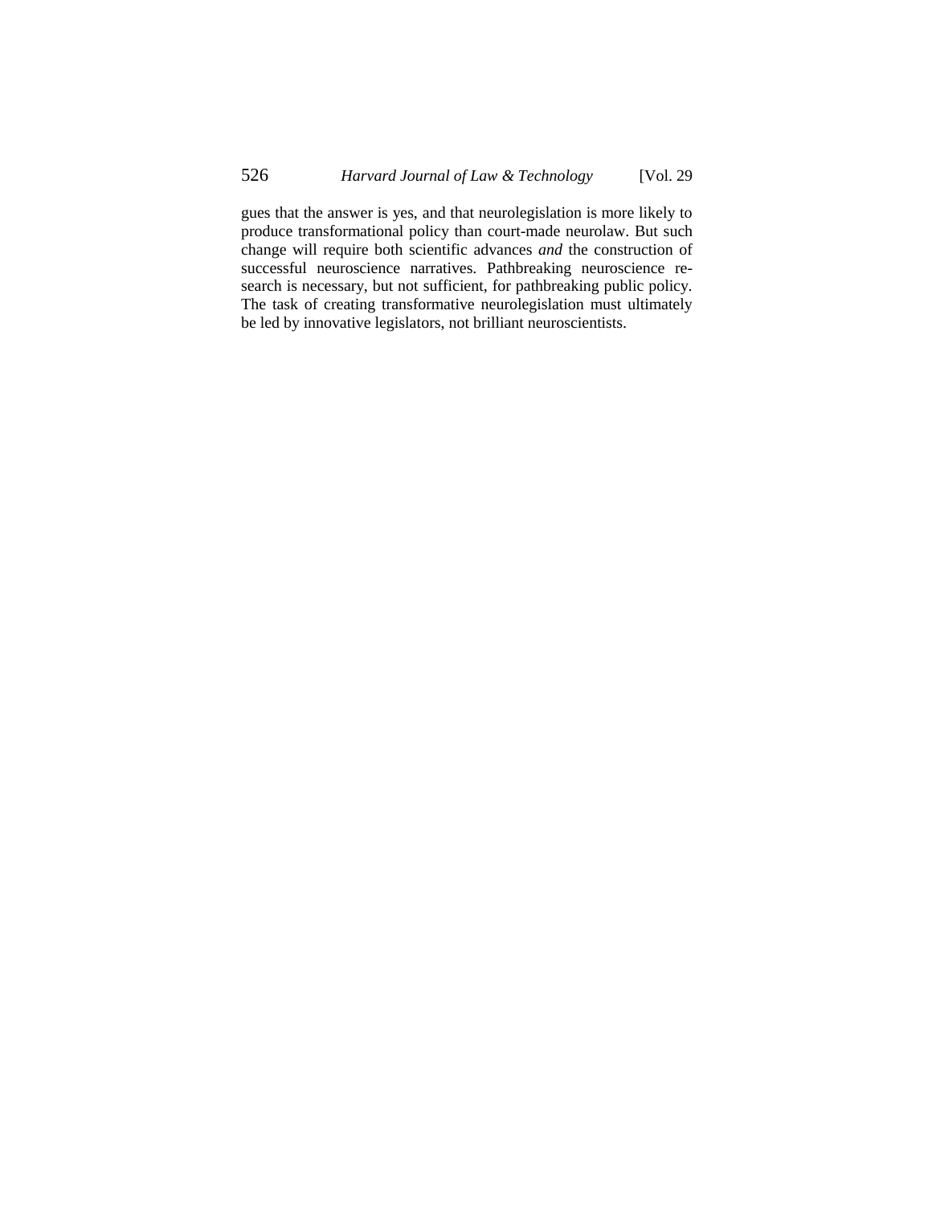gues that the answer is yes, and that neurolegislation is more likely to produce transformational policy than court-made neurolaw. But such change will require both scientific advances *and* the construction of successful neuroscience narratives. Pathbreaking neuroscience research is necessary, but not sufficient, for pathbreaking public policy. The task of creating transformative neurolegislation must ultimately be led by innovative legislators, not brilliant neuroscientists.